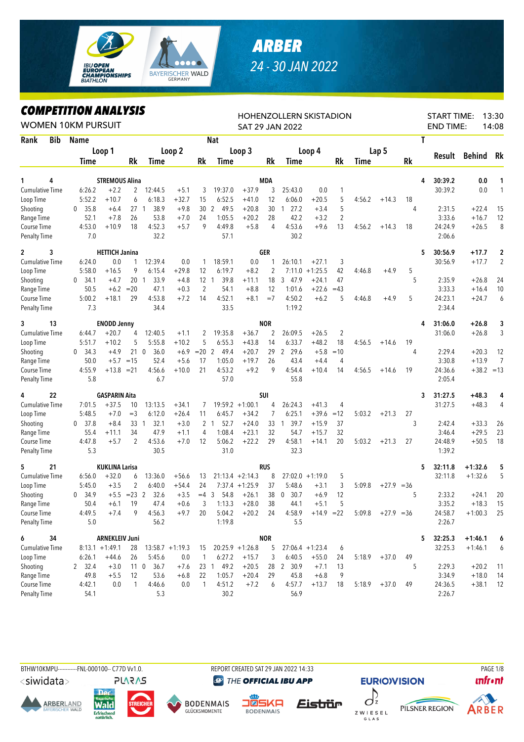# ARBER

24 - 30 JAN 2022

## COMPETITION ANALYSIS

WOMEN 10KM PURSUIT

HOHENZOLLERN SKISTADION
SAT 29 JAN 2022

START TIME: 13:30
END TIME: 14:08

| Rank | Bib | Name | Loop 1 Time | | Rk | Loop 2 Time | | Rk | Loop 3 Time | | Rk | Loop 4 Time | | Rk | Lap 5 Time | | Rk | T | Result | Behind | Rk |
|---|---|---|---|---|---|---|---|---|---|---|---|---|---|---|---|---|---|---|---|---|---|
| 1 | 4 | STREMOUS Alina (MDA) | | | | | | | | | | | | | | | | 4 | 30:39.2 | 0.0 | 1 |
| | | Cumulative Time | 6:26.2 | +2.2 | 2 | 12:44.5 | +5.1 | 3 | 19:37.0 | +37.9 | 3 | 25:43.0 | 0.0 | 1 | | | | | 30:39.2 | 0.0 | 1 |
| | | Loop Time | 5:52.2 | +10.7 | 6 | 6:18.3 | +32.7 | 15 | 6:52.5 | +41.0 | 12 | 6:06.0 | +20.5 | 5 | 4:56.2 | +14.3 | 18 | | | | |
| | | Shooting | 0 35.8 | +6.4 | 27 | 1 38.9 | +9.8 | 30 | 2 49.5 | +20.8 | 30 | 1 27.2 | +3.4 | 5 | | | | 4 | 2:31.5 | +22.4 | 15 |
| | | Range Time | 52.1 | +7.8 | 26 | 53.8 | +7.0 | 24 | 1:05.5 | +20.2 | 28 | 42.2 | +3.2 | 2 | | | | | 3:33.6 | +16.7 | 12 |
| | | Course Time | 4:53.0 | +10.9 | 18 | 4:52.3 | +5.7 | 9 | 4:49.8 | +5.8 | 4 | 4:53.6 | +9.6 | 13 | 4:56.2 | +14.3 | 18 | | 24:24.9 | +26.5 | 8 |
| | | Penalty Time | 7.0 | | | 32.2 | | | 57.1 | | | 30.2 | | | | | | | 2:06.6 | | |
| 2 | 3 | HETTICH Janina (GER) | | | | | | | | | | | | | | | | 5 | 30:56.9 | +17.7 | 2 |
| | | Cumulative Time | 6:24.0 | 0.0 | 1 | 12:39.4 | 0.0 | 1 | 18:59.1 | 0.0 | 1 | 26:10.1 | +27.1 | 3 | | | | | 30:56.9 | +17.7 | 2 |
| | | Loop Time | 5:58.0 | +16.5 | 9 | 6:15.4 | +29.8 | 12 | 6:19.7 | +8.2 | 2 | 7:11.0 | +1:25.5 | 42 | 4:46.8 | +4.9 | 5 | | | | |
| | | Shooting | 0 34.1 | +4.7 | 20 | 1 33.9 | +4.8 | 12 | 1 39.8 | +11.1 | 18 | 3 47.9 | +24.1 | 47 | | | | 5 | 2:35.9 | +26.8 | 24 |
| | | Range Time | 50.5 | +6.2 | =20 | 47.1 | +0.3 | 2 | 54.1 | +8.8 | 12 | 1:01.6 | +22.6 | =43 | | | | | 3:33.3 | +16.4 | 10 |
| | | Course Time | 5:00.2 | +18.1 | 29 | 4:53.8 | +7.2 | 14 | 4:52.1 | +8.1 | =7 | 4:50.2 | +6.2 | 5 | 4:46.8 | +4.9 | 5 | | 24:23.1 | +24.7 | 6 |
| | | Penalty Time | 7.3 | | | 34.4 | | | 33.5 | | | 1:19.2 | | | | | | | 2:34.4 | | |
| 3 | 13 | ENODD Jenny (NOR) | | | | | | | | | | | | | | | | 4 | 31:06.0 | +26.8 | 3 |
| | | Cumulative Time | 6:44.7 | +20.7 | 4 | 12:40.5 | +1.1 | 2 | 19:35.8 | +36.7 | 2 | 26:09.5 | +26.5 | 2 | | | | | 31:06.0 | +26.8 | 3 |
| | | Loop Time | 5:51.7 | +10.2 | 5 | 5:55.8 | +10.2 | 5 | 6:55.3 | +43.8 | 14 | 6:33.7 | +48.2 | 18 | 4:56.5 | +14.6 | 19 | | | | |
| | | Shooting | 0 34.3 | +4.9 | 21 | 0 36.0 | +6.9 | =20 | 2 49.4 | +20.7 | 29 | 2 29.6 | +5.8 | =10 | | | | 4 | 2:29.4 | +20.3 | 12 |
| | | Range Time | 50.0 | +5.7 | =15 | 52.4 | +5.6 | 17 | 1:05.0 | +19.7 | 26 | 43.4 | +4.4 | 4 | | | | | 3:30.8 | +13.9 | 7 |
| | | Course Time | 4:55.9 | +13.8 | =21 | 4:56.6 | +10.0 | 21 | 4:53.2 | +9.2 | 9 | 4:54.4 | +10.4 | 14 | 4:56.5 | +14.6 | 19 | | 24:36.6 | +38.2 | =13 |
| | | Penalty Time | 5.8 | | | 6.7 | | | 57.0 | | | 55.8 | | | | | | | 2:05.4 | | |
| 4 | 22 | GASPARIN Aita (SUI) | | | | | | | | | | | | | | | | 3 | 31:27.5 | +48.3 | 4 |
| | | Cumulative Time | 7:01.5 | +37.5 | 10 | 13:13.5 | +34.1 | 7 | 19:59.2 | +1:00.1 | 4 | 26:24.3 | +41.3 | 4 | | | | | 31:27.5 | +48.3 | 4 |
| | | Loop Time | 5:48.5 | +7.0 | =3 | 6:12.0 | +26.4 | 11 | 6:45.7 | +34.2 | 7 | 6:25.1 | +39.6 | =12 | 5:03.2 | +21.3 | 27 | | | | |
| | | Shooting | 0 37.8 | +8.4 | 33 | 1 32.1 | +3.0 | 2 | 1 52.7 | +24.0 | 33 | 1 39.7 | +15.9 | 37 | | | | 3 | 2:42.4 | +33.3 | 26 |
| | | Range Time | 55.4 | +11.1 | 34 | 47.9 | +1.1 | 4 | 1:08.4 | +23.1 | 32 | 54.7 | +15.7 | 32 | | | | | 3:46.4 | +29.5 | 23 |
| | | Course Time | 4:47.8 | +5.7 | 2 | 4:53.6 | +7.0 | 12 | 5:06.2 | +22.2 | 29 | 4:58.1 | +14.1 | 20 | 5:03.2 | +21.3 | 27 | | 24:48.9 | +50.5 | 18 |
| | | Penalty Time | 5.3 | | | 30.5 | | | 31.0 | | | 32.3 | | | | | | | 1:39.2 | | |
| 5 | 21 | KUKLINA Larisa (RUS) | | | | | | | | | | | | | | | | 5 | 32:11.8 | +1:32.6 | 5 |
| | | Cumulative Time | 6:56.0 | +32.0 | 6 | 13:36.0 | +56.6 | 13 | 21:13.4 | +2:14.3 | 8 | 27:02.0 | +1:19.0 | 5 | | | | | 32:11.8 | +1:32.6 | 5 |
| | | Loop Time | 5:45.0 | +3.5 | 2 | 6:40.0 | +54.4 | 24 | 7:37.4 | +1:25.9 | 37 | 5:48.6 | +3.1 | 3 | 5:09.8 | +27.9 | =36 | | | | |
| | | Shooting | 0 34.9 | +5.5 | =23 | 2 32.6 | +3.5 | =4 | 3 54.8 | +26.1 | 38 | 0 30.7 | +6.9 | 12 | | | | 5 | 2:33.2 | +24.1 | 20 |
| | | Range Time | 50.4 | +6.1 | 19 | 47.4 | +0.6 | 3 | 1:13.3 | +28.0 | 38 | 44.1 | +5.1 | 5 | | | | | 3:35.2 | +18.3 | 15 |
| | | Course Time | 4:49.5 | +7.4 | 9 | 4:56.3 | +9.7 | 20 | 5:04.2 | +20.2 | 24 | 4:58.9 | +14.9 | =22 | 5:09.8 | +27.9 | =36 | | 24:58.7 | +1:00.3 | 25 |
| | | Penalty Time | 5.0 | | | 56.2 | | | 1:19.8 | | | 5.5 | | | | | | | 2:26.7 | | |
| 6 | 34 | ARNEKLEIV Juni (NOR) | | | | | | | | | | | | | | | | 5 | 32:25.3 | +1:46.1 | 6 |
| | | Cumulative Time | 8:13.1 | +1:49.1 | 28 | 13:58.7 | +1:19.3 | 15 | 20:25.9 | +1:26.8 | 5 | 27:06.4 | +1:23.4 | 6 | | | | | 32:25.3 | +1:46.1 | 6 |
| | | Loop Time | 6:26.1 | +44.6 | 26 | 5:45.6 | 0.0 | 1 | 6:27.2 | +15.7 | 3 | 6:40.5 | +55.0 | 24 | 5:18.9 | +37.0 | 49 | | | | |
| | | Shooting | 2 32.4 | +3.0 | 11 | 0 36.7 | +7.6 | 23 | 1 49.2 | +20.5 | 28 | 2 30.9 | +7.1 | 13 | | | | 5 | 2:29.3 | +20.2 | 11 |
| | | Range Time | 49.8 | +5.5 | 12 | 53.6 | +6.8 | 22 | 1:05.7 | +20.4 | 29 | 45.8 | +6.8 | 9 | | | | | 3:34.9 | +18.0 | 14 |
| | | Course Time | 4:42.1 | 0.0 | 1 | 4:46.6 | 0.0 | 1 | 4:51.2 | +7.2 | 6 | 4:57.7 | +13.7 | 18 | 5:18.9 | +37.0 | 49 | | 24:36.5 | +38.1 | 12 |
| | | Penalty Time | 54.1 | | | 5.3 | | | 30.2 | | | 56.9 | | | | | | | 2:26.7 | | |

BTHW10KMPU------------FNL-000100-- C77D Vv1.0. REPORT CREATED SAT 29 JAN 2022 14:33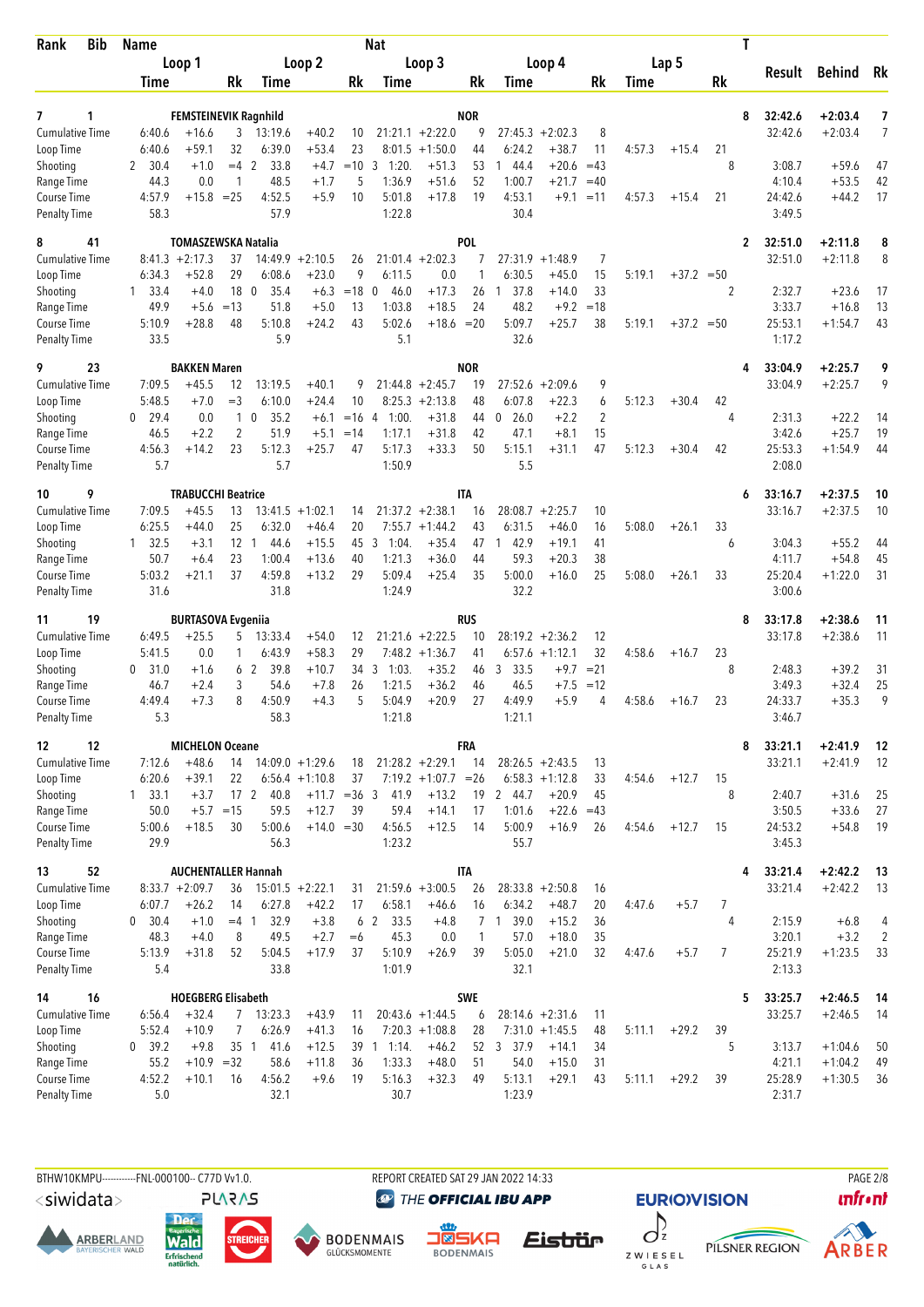| Rank | Bib | Name | | | | | | Nat | | | | | | | | | | T | Result | Behind | Rk |
|---|---|---|---|---|---|---|---|---|---|---|---|---|---|---|---|---|---|---|---|---|---|
| | | Loop 1 | | | Loop 2 | | | Loop 3 | | | Loop 4 | | | Lap 5 | | | | | | | |
| | | Time | | Rk | Time | | Rk | Time | | Rk | Time | | Rk | Time | | Rk | | | | | |
| 7 | 1 | FEMSTEINEVIK Ragnhild | | | | | | NOR | | | | | | | | | | 8 | 32:42.6 | +2:03.4 | 7 |
| Cumulative Time | | 6:40.6 | +16.6 | 3 | 13:19.6 | +40.2 | 10 | 21:21.1 | +2:22.0 | 9 | 27:45.3 | +2:02.3 | 8 | | | | | | 32:42.6 | +2:03.4 | 7 |
| Loop Time | | 6:40.6 | +59.1 | 32 | 6:39.0 | +53.4 | 23 | 8:01.5 | +1:50.0 | 44 | 6:24.2 | +38.7 | 11 | 4:57.3 | +15.4 | 21 | | | | | |
| Shooting | | 2 30.4 | +1.0 | =4 | 2 33.8 | +4.7 | =10 | 3 1:20. | +51.3 | 53 | 1 44.4 | +20.6 | =43 | | | | 8 | | 3:08.7 | +59.6 | 47 |
| Range Time | | 44.3 | 0.0 | 1 | 48.5 | +1.7 | 5 | 1:36.9 | +51.6 | 52 | 1:00.7 | +21.7 | =40 | | | | | | 4:10.4 | +53.5 | 42 |
| Course Time | | 4:57.9 | +15.8 | =25 | 4:52.5 | +5.9 | 10 | 5:01.8 | +17.8 | 19 | 4:53.1 | +9.1 | =11 | 4:57.3 | +15.4 | 21 | | | 24:42.6 | +44.2 | 17 |
| Penalty Time | | 58.3 | | | 57.9 | | | 1:22.8 | | | 30.4 | | | | | | | | 3:49.5 | | |
| 8 | 41 | TOMASZEWSKA Natalia | | | | | | POL | | | | | | | | | | 2 | 32:51.0 | +2:11.8 | 8 |
| Cumulative Time | | 8:41.3 | +2:17.3 | 37 | 14:49.9 | +2:10.5 | 26 | 21:01.4 | +2:02.3 | 7 | 27:31.9 | +1:48.9 | 7 | | | | | | 32:51.0 | +2:11.8 | 8 |
| Loop Time | | 6:34.3 | +52.8 | 29 | 6:08.6 | +23.0 | 9 | 6:11.5 | 0.0 | 1 | 6:30.5 | +45.0 | 15 | 5:19.1 | +37.2 | =50 | | | | | |
| Shooting | | 1 33.4 | +4.0 | 18 | 0 35.4 | +6.3 | =18 | 0 46.0 | +17.3 | 26 | 1 37.8 | +14.0 | 33 | | | | 2 | | 2:32.7 | +23.6 | 17 |
| Range Time | | 49.9 | +5.6 | =13 | 51.8 | +5.0 | 13 | 1:03.8 | +18.5 | 24 | 48.2 | +9.2 | =18 | | | | | | 3:33.7 | +16.8 | 13 |
| Course Time | | 5:10.9 | +28.8 | 48 | 5:10.8 | +24.2 | 43 | 5:02.6 | +18.6 | =20 | 5:09.7 | +25.7 | 38 | 5:19.1 | +37.2 | =50 | | | 25:53.1 | +1:54.7 | 43 |
| Penalty Time | | 33.5 | | | 5.9 | | | 5.1 | | | 32.6 | | | | | | | | 1:17.2 | | |
| 9 | 23 | BAKKEN Maren | | | | | | NOR | | | | | | | | | | 4 | 33:04.9 | +2:25.7 | 9 |
| Cumulative Time | | 7:09.5 | +45.5 | 12 | 13:19.5 | +40.1 | 9 | 21:44.8 | +2:45.7 | 19 | 27:52.6 | +2:09.6 | 9 | | | | | | 33:04.9 | +2:25.7 | 9 |
| Loop Time | | 5:48.5 | +7.0 | =3 | 6:10.0 | +24.4 | 10 | 8:25.3 | +2:13.8 | 48 | 6:07.8 | +22.3 | 6 | 5:12.3 | +30.4 | 42 | | | | | |
| Shooting | | 0 29.4 | 0.0 | 1 | 0 35.2 | +6.1 | =16 | 4 1:00. | +31.8 | 44 | 0 26.0 | +2.2 | 2 | | | | 4 | | 2:31.3 | +22.2 | 14 |
| Range Time | | 46.5 | +2.2 | 2 | 51.9 | +5.1 | =14 | 1:17.1 | +31.8 | 42 | 47.1 | +8.1 | 15 | | | | | | 3:42.6 | +25.7 | 19 |
| Course Time | | 4:56.3 | +14.2 | 23 | 5:12.3 | +25.7 | 47 | 5:17.3 | +33.3 | 50 | 5:15.1 | +31.1 | 47 | 5:12.3 | +30.4 | 42 | | | 25:53.3 | +1:54.9 | 44 |
| Penalty Time | | 5.7 | | | 5.7 | | | 1:50.9 | | | 5.5 | | | | | | | | 2:08.0 | | |
| 10 | 9 | TRABUCCHI Beatrice | | | | | | ITA | | | | | | | | | | 6 | 33:16.7 | +2:37.5 | 10 |
| Cumulative Time | | 7:09.5 | +45.5 | 13 | 13:41.5 | +1:02.1 | 14 | 21:37.2 | +2:38.1 | 16 | 28:08.7 | +2:25.7 | 10 | | | | | | 33:16.7 | +2:37.5 | 10 |
| Loop Time | | 6:25.5 | +44.0 | 25 | 6:32.0 | +46.4 | 20 | 7:55.7 | +1:44.2 | 43 | 6:31.5 | +46.0 | 16 | 5:08.0 | +26.1 | 33 | | | | | |
| Shooting | | 1 32.5 | +3.1 | 12 | 1 44.6 | +15.5 | 45 | 3 1:04. | +35.4 | 47 | 1 42.9 | +19.1 | 41 | | | | 6 | | 3:04.3 | +55.2 | 44 |
| Range Time | | 50.7 | +6.4 | 23 | 1:00.4 | +13.6 | 40 | 1:21.3 | +36.0 | 44 | 59.3 | +20.3 | 38 | | | | | | 4:11.7 | +54.8 | 45 |
| Course Time | | 5:03.2 | +21.1 | 37 | 4:59.8 | +13.2 | 29 | 5:09.4 | +25.4 | 35 | 5:00.0 | +16.0 | 25 | 5:08.0 | +26.1 | 33 | | | 25:20.4 | +1:22.0 | 31 |
| Penalty Time | | 31.6 | | | 31.8 | | | 1:24.9 | | | 32.2 | | | | | | | | 3:00.6 | | |
| 11 | 19 | BURTASOVA Evgeniia | | | | | | RUS | | | | | | | | | | 8 | 33:17.8 | +2:38.6 | 11 |
| Cumulative Time | | 6:49.5 | +25.5 | 5 | 13:33.4 | +54.0 | 12 | 21:21.6 | +2:22.5 | 10 | 28:19.2 | +2:36.2 | 12 | | | | | | 33:17.8 | +2:38.6 | 11 |
| Loop Time | | 5:41.5 | 0.0 | 1 | 6:43.9 | +58.3 | 29 | 7:48.2 | +1:36.7 | 41 | 6:57.6 | +1:12.1 | 32 | 4:58.6 | +16.7 | 23 | | | | | |
| Shooting | | 0 31.0 | +1.6 | 6 | 2 39.8 | +10.7 | 34 | 3 1:03. | +35.2 | 46 | 3 33.5 | +9.7 | =21 | | | | 8 | | 2:48.3 | +39.2 | 31 |
| Range Time | | 46.7 | +2.4 | 3 | 54.6 | +7.8 | 26 | 1:21.5 | +36.2 | 46 | 46.5 | +7.5 | =12 | | | | | | 3:49.3 | +32.4 | 25 |
| Course Time | | 4:49.4 | +7.3 | 8 | 4:50.9 | +4.3 | 5 | 5:04.9 | +20.9 | 27 | 4:49.9 | +5.9 | 4 | 4:58.6 | +16.7 | 23 | | | 24:33.7 | +35.3 | 9 |
| Penalty Time | | 5.3 | | | 58.3 | | | 1:21.8 | | | 1:21.1 | | | | | | | | 3:46.7 | | |
| 12 | 12 | MICHELON Oceane | | | | | | FRA | | | | | | | | | | 8 | 33:21.1 | +2:41.9 | 12 |
| Cumulative Time | | 7:12.6 | +48.6 | 14 | 14:09.0 | +1:29.6 | 18 | 21:28.2 | +2:29.1 | 14 | 28:26.5 | +2:43.5 | 13 | | | | | | 33:21.1 | +2:41.9 | 12 |
| Loop Time | | 6:20.6 | +39.1 | 22 | 6:56.4 | +1:10.8 | 37 | 7:19.2 | +1:07.7 | =26 | 6:58.3 | +1:12.8 | 33 | 4:54.6 | +12.7 | 15 | | | | | |
| Shooting | | 1 33.1 | +3.7 | 17 | 2 40.8 | +11.7 | =36 | 3 41.9 | +13.2 | 19 | 2 44.7 | +20.9 | 45 | | | | 8 | | 2:40.7 | +31.6 | 25 |
| Range Time | | 50.0 | +5.7 | =15 | 59.5 | +12.7 | 39 | 59.4 | +14.1 | 17 | 1:01.6 | +22.6 | =43 | | | | | | 3:50.5 | +33.6 | 27 |
| Course Time | | 5:00.6 | +18.5 | 30 | 5:00.6 | +14.0 | =30 | 4:56.5 | +12.5 | 14 | 5:00.9 | +16.9 | 26 | 4:54.6 | +12.7 | 15 | | | 24:53.2 | +54.8 | 19 |
| Penalty Time | | 29.9 | | | 56.3 | | | 1:23.2 | | | 55.7 | | | | | | | | 3:45.3 | | |
| 13 | 52 | AUCHENTALLER Hannah | | | | | | ITA | | | | | | | | | | 4 | 33:21.4 | +2:42.2 | 13 |
| Cumulative Time | | 8:33.7 | +2:09.7 | 36 | 15:01.5 | +2:22.1 | 31 | 21:59.6 | +3:00.5 | 26 | 28:33.8 | +2:50.8 | 16 | | | | | | 33:21.4 | +2:42.2 | 13 |
| Loop Time | | 6:07.7 | +26.2 | 14 | 6:27.8 | +42.2 | 17 | 6:58.1 | +46.6 | 16 | 6:34.2 | +48.7 | 20 | 4:47.6 | +5.7 | 7 | | | | | |
| Shooting | | 0 30.4 | +1.0 | =4 | 1 32.9 | +3.8 | 6 | 2 33.5 | +4.8 | 7 | 1 39.0 | +15.2 | 36 | | | | 4 | | 2:15.9 | +6.8 | 4 |
| Range Time | | 48.3 | +4.0 | 8 | 49.5 | +2.7 | =6 | 45.3 | 0.0 | 1 | 57.0 | +18.0 | 35 | | | | | | 3:20.1 | +3.2 | 2 |
| Course Time | | 5:13.9 | +31.8 | 52 | 5:04.5 | +17.9 | 37 | 5:10.9 | +26.9 | 39 | 5:05.0 | +21.0 | 32 | 4:47.6 | +5.7 | 7 | | | 25:21.9 | +1:23.5 | 33 |
| Penalty Time | | 5.4 | | | 33.8 | | | 1:01.9 | | | 32.1 | | | | | | | | 2:13.3 | | |
| 14 | 16 | HOEGBERG Elisabeth | | | | | | SWE | | | | | | | | | | 5 | 33:25.7 | +2:46.5 | 14 |
| Cumulative Time | | 6:56.4 | +32.4 | 7 | 13:23.3 | +43.9 | 11 | 20:43.6 | +1:44.5 | 6 | 28:14.6 | +2:31.6 | 11 | | | | | | 33:25.7 | +2:46.5 | 14 |
| Loop Time | | 5:52.4 | +10.9 | 7 | 6:26.9 | +41.3 | 16 | 7:20.3 | +1:08.8 | 28 | 7:31.0 | +1:45.5 | 48 | 5:11.1 | +29.2 | 39 | | | | | |
| Shooting | | 0 39.2 | +9.8 | 35 | 1 41.6 | +12.5 | 39 | 1 1:14. | +46.2 | 52 | 3 37.9 | +14.1 | 34 | | | | 5 | | 3:13.7 | +1:04.6 | 50 |
| Range Time | | 55.2 | +10.9 | =32 | 58.6 | +11.8 | 36 | 1:33.3 | +48.0 | 51 | 54.0 | +15.0 | 31 | | | | | | 4:21.1 | +1:04.2 | 49 |
| Course Time | | 4:52.2 | +10.1 | 16 | 4:56.2 | +9.6 | 19 | 5:16.3 | +32.3 | 49 | 5:13.1 | +29.1 | 43 | 5:11.1 | +29.2 | 39 | | | 25:28.9 | +1:30.5 | 36 |
| Penalty Time | | 5.0 | | | 32.1 | | | 30.7 | | | 1:23.9 | | | | | | | | 2:31.7 | | |

BTHW10KMPU-----------FNL-000100-- C77D Vv1.0. REPORT CREATED SAT 29 JAN 2022 14:33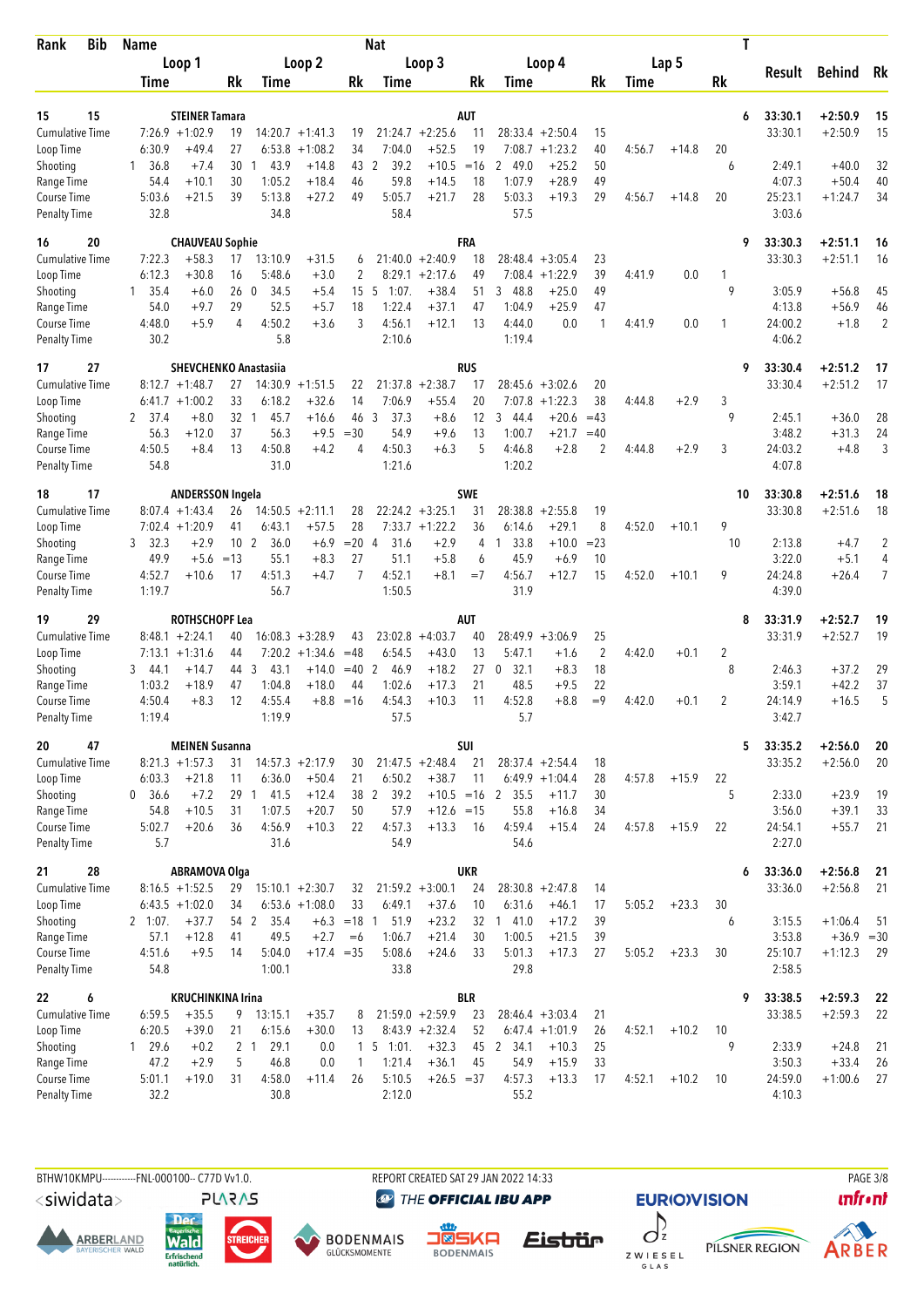| Rank | Bib | Name | | | | | Nat | | | | | | | | | T | Result | Behind | Rk |
|---|---|---|---|---|---|---|---|---|---|---|---|---|---|---|---|---|---|---|---|
| | | Loop 1 | | | Loop 2 | | | Loop 3 | | | Loop 4 | | | Lap 5 | | | | | |
| | | Time | | Rk | Time | | Rk | Time | | Rk | Time | | Rk | Time | | Rk | | | |
| 15 | 15 | **STEINER Tamara** | | | | | AUT | | | | | | | | | 6 | 33:30.1 | +2:50.9 | 15 |
| Cumulative Time | | 7:26.9 | +1:02.9 | 19 | 14:20.7 | +1:41.3 | 19 | 21:24.7 | +2:25.6 | 11 | 28:33.4 | +2:50.4 | 15 | | | | 33:30.1 | +2:50.9 | 15 |
| Loop Time | | 6:30.9 | +49.4 | 27 | 6:53.8 | +1:08.2 | 34 | 7:04.0 | +52.5 | 19 | 7:08.7 | +1:23.2 | 40 | 4:56.7 | +14.8 | 20 | | | |
| Shooting | | 1 36.8 | +7.4 | 30 | 1 43.9 | +14.8 | 43 | 2 39.2 | +10.5 | =16 | 2 49.0 | +25.2 | 50 | | | 6 | 2:49.1 | +40.0 | 32 |
| Range Time | | 54.4 | +10.1 | 30 | 1:05.2 | +18.4 | 46 | 59.8 | +14.5 | 18 | 1:07.9 | +28.9 | 49 | | | | 4:07.3 | +50.4 | 40 |
| Course Time | | 5:03.6 | +21.5 | 39 | 5:13.8 | +27.2 | 49 | 5:05.7 | +21.7 | 28 | 5:03.3 | +19.3 | 29 | 4:56.7 | +14.8 | 20 | 25:23.1 | +1:24.7 | 34 |
| Penalty Time | | 32.8 | | | 34.8 | | | 58.4 | | | 57.5 | | | | | | 3:03.6 | | |
| 16 | 20 | **CHAUVEAU Sophie** | | | | | FRA | | | | | | | | | 9 | 33:30.3 | +2:51.1 | 16 |
| Cumulative Time | | 7:22.3 | +58.3 | 17 | 13:10.9 | +31.5 | 6 | 21:40.0 | +2:40.9 | 18 | 28:48.4 | +3:05.4 | 23 | | | | 33:30.3 | +2:51.1 | 16 |
| Loop Time | | 6:12.3 | +30.8 | 16 | 5:48.6 | +3.0 | 2 | 8:29.1 | +2:17.6 | 49 | 7:08.4 | +1:22.9 | 39 | 4:41.9 | 0.0 | 1 | | | |
| Shooting | | 1 35.4 | +6.0 | 26 | 0 34.5 | +5.4 | 15 | 5 1:07. | +38.4 | 51 | 3 48.8 | +25.0 | 49 | | | 9 | 3:05.9 | +56.8 | 45 |
| Range Time | | 54.0 | +9.7 | 29 | 52.5 | +5.7 | 18 | 1:22.4 | +37.1 | 47 | 1:04.9 | +25.9 | 47 | | | | 4:13.8 | +56.9 | 46 |
| Course Time | | 4:48.0 | +5.9 | 4 | 4:50.2 | +3.6 | 3 | 4:56.1 | +12.1 | 13 | 4:44.0 | 0.0 | 1 | 4:41.9 | 0.0 | 1 | 24:00.2 | +1.8 | 2 |
| Penalty Time | | 30.2 | | | 5.8 | | | 2:10.6 | | | 1:19.4 | | | | | | 4:06.2 | | |
| 17 | 27 | **SHEVCHENKO Anastasiia** | | | | | RUS | | | | | | | | | 9 | 33:30.4 | +2:51.2 | 17 |
| Cumulative Time | | 8:12.7 | +1:48.7 | 27 | 14:30.9 | +1:51.5 | 22 | 21:37.8 | +2:38.7 | 17 | 28:45.6 | +3:02.6 | 20 | | | | 33:30.4 | +2:51.2 | 17 |
| Loop Time | | 6:41.7 | +1:00.2 | 33 | 6:18.2 | +32.6 | 14 | 7:06.9 | +55.4 | 20 | 7:07.8 | +1:22.3 | 38 | 4:44.8 | +2.9 | 3 | | | |
| Shooting | | 2 37.4 | +8.0 | 32 | 1 45.7 | +16.6 | 46 | 3 37.3 | +8.6 | 12 | 3 44.4 | +20.6 | =43 | | | 9 | 2:45.1 | +36.0 | 28 |
| Range Time | | 56.3 | +12.0 | 37 | 56.3 | +9.5 | =30 | 54.9 | +9.6 | 13 | 1:00.7 | +21.7 | =40 | | | | 3:48.2 | +31.3 | 24 |
| Course Time | | 4:50.5 | +8.4 | 13 | 4:50.8 | +4.2 | 4 | 4:50.3 | +6.3 | 5 | 4:46.8 | +2.8 | 2 | 4:44.8 | +2.9 | 3 | 24:03.2 | +4.8 | 3 |
| Penalty Time | | 54.8 | | | 31.0 | | | 1:21.6 | | | 1:20.2 | | | | | | 4:07.8 | | |
| 18 | 17 | **ANDERSSON Ingela** | | | | | SWE | | | | | | | | | 10 | 33:30.8 | +2:51.6 | 18 |
| Cumulative Time | | 8:07.4 | +1:43.4 | 26 | 14:50.5 | +2:11.1 | 28 | 22:24.2 | +3:25.1 | 31 | 28:38.8 | +2:55.8 | 19 | | | | 33:30.8 | +2:51.6 | 18 |
| Loop Time | | 7:02.4 | +1:20.9 | 41 | 6:43.1 | +57.5 | 28 | 7:33.7 | +1:22.2 | 36 | 6:14.6 | +29.1 | 8 | 4:52.0 | +10.1 | 9 | | | |
| Shooting | | 3 32.3 | +2.9 | 10 | 2 36.0 | +6.9 | =20 | 4 31.6 | +2.9 | 4 | 1 33.8 | +10.0 | =23 | | | 10 | 2:13.8 | +4.7 | 2 |
| Range Time | | 49.9 | +5.6 | =13 | 55.1 | +8.3 | 27 | 51.1 | +5.8 | 6 | 45.9 | +6.9 | 10 | | | | 3:22.0 | +5.1 | 4 |
| Course Time | | 4:52.7 | +10.6 | 17 | 4:51.3 | +4.7 | 7 | 4:52.1 | +8.1 | =7 | 4:56.7 | +12.7 | 15 | 4:52.0 | +10.1 | 9 | 24:24.8 | +26.4 | 7 |
| Penalty Time | | 1:19.7 | | | 56.7 | | | 1:50.5 | | | 31.9 | | | | | | 4:39.0 | | |
| 19 | 29 | **ROTHSCHOPF Lea** | | | | | AUT | | | | | | | | | 8 | 33:31.9 | +2:52.7 | 19 |
| Cumulative Time | | 8:48.1 | +2:24.1 | 40 | 16:08.3 | +3:28.9 | 43 | 23:02.8 | +4:03.7 | 40 | 28:49.9 | +3:06.9 | 25 | | | | 33:31.9 | +2:52.7 | 19 |
| Loop Time | | 7:13.1 | +1:31.6 | 44 | 7:20.2 | +1:34.6 | =48 | 6:54.5 | +43.0 | 13 | 5:47.1 | +1.6 | 2 | 4:42.0 | +0.1 | 2 | | | |
| Shooting | | 3 44.1 | +14.7 | 44 | 3 43.1 | +14.0 | =40 | 2 46.9 | +18.2 | 27 | 0 32.1 | +8.3 | 18 | | | 8 | 2:46.3 | +37.2 | 29 |
| Range Time | | 1:03.2 | +18.9 | 47 | 1:04.8 | +18.0 | 44 | 1:02.6 | +17.3 | 21 | 48.5 | +9.5 | 22 | | | | 3:59.1 | +42.2 | 37 |
| Course Time | | 4:50.4 | +8.3 | 12 | 4:55.4 | +8.8 | =16 | 4:54.3 | +10.3 | 11 | 4:52.8 | +8.8 | =9 | 4:42.0 | +0.1 | 2 | 24:14.9 | +16.5 | 5 |
| Penalty Time | | 1:19.4 | | | 1:19.9 | | | 57.5 | | | 5.7 | | | | | | 3:42.7 | | |
| 20 | 47 | **MEINEN Susanna** | | | | | SUI | | | | | | | | | 5 | 33:35.2 | +2:56.0 | 20 |
| Cumulative Time | | 8:21.3 | +1:57.3 | 31 | 14:57.3 | +2:17.9 | 30 | 21:47.5 | +2:48.4 | 21 | 28:37.4 | +2:54.4 | 18 | | | | 33:35.2 | +2:56.0 | 20 |
| Loop Time | | 6:03.3 | +21.8 | 11 | 6:36.0 | +50.4 | 21 | 6:50.2 | +38.7 | 11 | 6:49.9 | +1:04.4 | 28 | 4:57.8 | +15.9 | 22 | | | |
| Shooting | | 0 36.6 | +7.2 | 29 | 1 41.5 | +12.4 | 38 | 2 39.2 | +10.5 | =16 | 2 35.5 | +11.7 | 30 | | | 5 | 2:33.0 | +23.9 | 19 |
| Range Time | | 54.8 | +10.5 | 31 | 1:07.5 | +20.7 | 50 | 57.9 | +12.6 | =15 | 55.8 | +16.8 | 34 | | | | 3:56.0 | +39.1 | 33 |
| Course Time | | 5:02.7 | +20.6 | 36 | 4:56.9 | +10.3 | 22 | 4:57.3 | +13.3 | 16 | 4:59.4 | +15.4 | 24 | 4:57.8 | +15.9 | 22 | 24:54.1 | +55.7 | 21 |
| Penalty Time | | 5.7 | | | 31.6 | | | 54.9 | | | 54.6 | | | | | | 2:27.0 | | |
| 21 | 28 | **ABRAMOVA Olga** | | | | | UKR | | | | | | | | | 6 | 33:36.0 | +2:56.8 | 21 |
| Cumulative Time | | 8:16.5 | +1:52.5 | 29 | 15:10.1 | +2:30.7 | 32 | 21:59.2 | +3:00.1 | 24 | 28:30.8 | +2:47.8 | 14 | | | | 33:36.0 | +2:56.8 | 21 |
| Loop Time | | 6:43.5 | +1:02.0 | 34 | 6:53.6 | +1:08.0 | 33 | 6:49.1 | +37.6 | 10 | 6:31.6 | +46.1 | 17 | 5:05.2 | +23.3 | 30 | | | |
| Shooting | | 2 1:07. | +37.7 | 54 | 2 35.4 | +6.3 | =18 | 1 51.9 | +23.2 | 32 | 1 41.0 | +17.2 | 39 | | | 6 | 3:15.5 | +1:06.4 | 51 |
| Range Time | | 57.1 | +12.8 | 41 | 49.5 | +2.7 | =6 | 1:06.7 | +21.4 | 30 | 1:00.5 | +21.5 | 39 | | | | 3:53.8 | +36.9 | =30 |
| Course Time | | 4:51.6 | +9.5 | 14 | 5:04.0 | +17.4 | =35 | 5:08.6 | +24.6 | 33 | 5:01.3 | +17.3 | 27 | 5:05.2 | +23.3 | 30 | 25:10.7 | +1:12.3 | 29 |
| Penalty Time | | 54.8 | | | 1:00.1 | | | 33.8 | | | 29.8 | | | | | | 2:58.5 | | |
| 22 | 6 | **KRUCHINKINA Irina** | | | | | BLR | | | | | | | | | 9 | 33:38.5 | +2:59.3 | 22 |
| Cumulative Time | | 6:59.5 | +35.5 | 9 | 13:15.1 | +35.7 | 8 | 21:59.0 | +2:59.9 | 23 | 28:46.4 | +3:03.4 | 21 | | | | 33:38.5 | +2:59.3 | 22 |
| Loop Time | | 6:20.5 | +39.0 | 21 | 6:15.6 | +30.0 | 13 | 8:43.9 | +2:32.4 | 52 | 6:47.4 | +1:01.9 | 26 | 4:52.1 | +10.2 | 10 | | | |
| Shooting | | 1 29.6 | +0.2 | 2 | 1 29.1 | 0.0 | 1 | 5 1:01. | +32.3 | 45 | 2 34.1 | +10.3 | 25 | | | 9 | 2:33.9 | +24.8 | 21 |
| Range Time | | 47.2 | +2.9 | 5 | 46.8 | 0.0 | 1 | 1:21.4 | +36.1 | 45 | 54.9 | +15.9 | 33 | | | | 3:50.3 | +33.4 | 26 |
| Course Time | | 5:01.1 | +19.0 | 31 | 4:58.0 | +11.4 | 26 | 5:10.5 | +26.5 | =37 | 4:57.3 | +13.3 | 17 | 4:52.1 | +10.2 | 10 | 24:59.0 | +1:00.6 | 27 |
| Penalty Time | | 32.2 | | | 30.8 | | | 2:12.0 | | | 55.2 | | | | | | 4:10.3 | | |

BTHW10KMPU-----------FNL-000100-- C77D Vv1.0. REPORT CREATED SAT 29 JAN 2022 14:33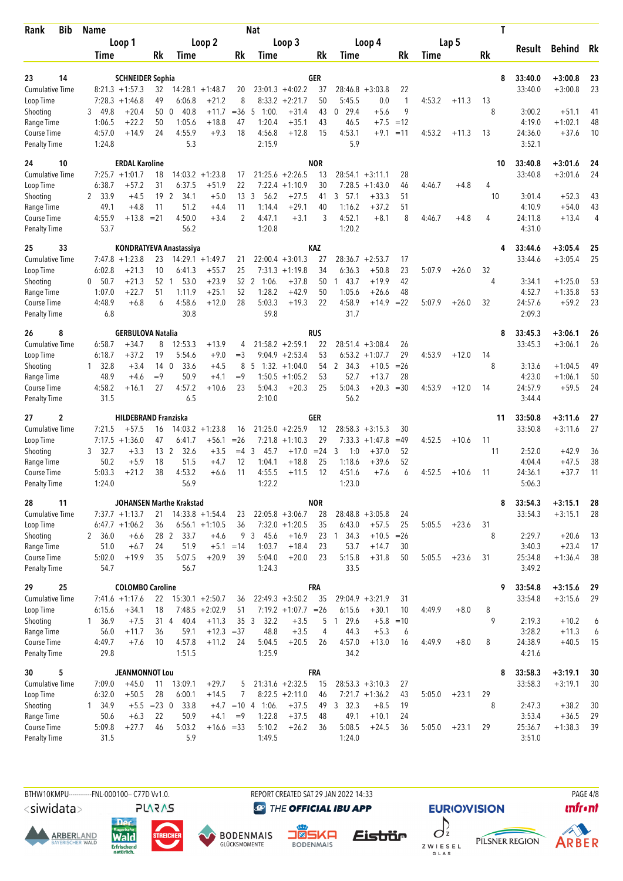| Rank | Bib | Name | | | | Nat | | | | | | | | | T | Result | Behind | Rk |
|---|---|---|---|---|---|---|---|---|---|---|---|---|---|---|---|---|---|---|
| | | Loop 1 | | | Loop 2 | | | Loop 3 | | | Loop 4 | | | Lap 5 | | | | |
| | | Time | | Rk | Time | | Rk | Time | | Rk | Time | | Rk | Time | | Rk | | |
| 23 | 14 | SCHNEIDER Sophia | | | | GER | | | | | | | | | 8 | 33:40.0 | +3:00.8 | 23 |
| Cumulative Time | | 8:21.3 | +1:57.3 | 32 | 14:28.1 | +1:48.7 | 20 | 23:01.3 | +4:02.2 | 37 | 28:46.8 | +3:03.8 | 22 | | | | 33:40.0 | +3:00.8 | 23 |
| Loop Time | | 7:28.3 | +1:46.8 | 49 | 6:06.8 | +21.2 | 8 | 8:33.2 | +2:21.7 | 50 | 5:45.5 | 0.0 | 1 | 4:53.2 | +11.3 | 13 | | | |
| Shooting | | 3 49.8 | +20.4 | 50 | 0 40.8 | +11.7 | =36 | 5 1:00. | +31.4 | 43 | 0 29.4 | +5.6 | 9 | | | 8 | 3:00.2 | +51.1 | 41 |
| Range Time | | 1:06.5 | +22.2 | 50 | 1:05.6 | +18.8 | 47 | 1:20.4 | +35.1 | 43 | 46.5 | +7.5 | =12 | | | | 4:19.0 | +1:02.1 | 48 |
| Course Time | | 4:57.0 | +14.9 | 24 | 4:55.9 | +9.3 | 18 | 4:56.8 | +12.8 | 15 | 4:53.1 | +9.1 | =11 | 4:53.2 | +11.3 | 13 | 24:36.0 | +37.6 | 10 |
| Penalty Time | | 1:24.8 | | | 5.3 | | | 2:15.9 | | | 5.9 | | | | | | 3:52.1 | | |
| 24 | 10 | ERDAL Karoline | | | | NOR | | | | | | | | | 10 | 33:40.8 | +3:01.6 | 24 |
| Cumulative Time | | 7:25.7 | +1:01.7 | 18 | 14:03.2 | +1:23.8 | 17 | 21:25.6 | +2:26.5 | 13 | 28:54.1 | +3:11.1 | 28 | | | | 33:40.8 | +3:01.6 | 24 |
| Loop Time | | 6:38.7 | +57.2 | 31 | 6:37.5 | +51.9 | 22 | 7:22.4 | +1:10.9 | 30 | 7:28.5 | +1:43.0 | 46 | 4:46.7 | +4.8 | 4 | | | |
| Shooting | | 2 33.9 | +4.5 | 19 | 2 34.1 | +5.0 | 13 | 3 56.2 | +27.5 | 41 | 3 57.1 | +33.3 | 51 | | | 10 | 3:01.4 | +52.3 | 43 |
| Range Time | | 49.1 | +4.8 | 11 | 51.2 | +4.4 | 11 | 1:14.4 | +29.1 | 40 | 1:16.2 | +37.2 | 51 | | | | 4:10.9 | +54.0 | 43 |
| Course Time | | 4:55.9 | +13.8 | =21 | 4:50.0 | +3.4 | 2 | 4:47.1 | +3.1 | 3 | 4:52.1 | +8.1 | 8 | 4:46.7 | +4.8 | 4 | 24:11.8 | +13.4 | 4 |
| Penalty Time | | 53.7 | | | 56.2 | | | 1:20.8 | | | 1:20.2 | | | | | | 4:31.0 | | |
| 25 | 33 | KONDRATYEVA Anastassiya | | | | KAZ | | | | | | | | | 4 | 33:44.6 | +3:05.4 | 25 |
| Cumulative Time | | 7:47.8 | +1:23.8 | 23 | 14:29.1 | +1:49.7 | 21 | 22:00.4 | +3:01.3 | 27 | 28:36.7 | +2:53.7 | 17 | | | | 33:44.6 | +3:05.4 | 25 |
| Loop Time | | 6:02.8 | +21.3 | 10 | 6:41.3 | +55.7 | 25 | 7:31.3 | +1:19.8 | 34 | 6:36.3 | +50.8 | 23 | 5:07.9 | +26.0 | 32 | | | |
| Shooting | | 0 50.7 | +21.3 | 52 | 1 53.0 | +23.9 | 52 | 2 1:06. | +37.8 | 50 | 1 43.7 | +19.9 | 42 | | | 4 | 3:34.1 | +1:25.0 | 53 |
| Range Time | | 1:07.0 | +22.7 | 51 | 1:11.9 | +25.1 | 52 | 1:28.2 | +42.9 | 50 | 1:05.6 | +26.6 | 48 | | | | 4:52.7 | +1:35.8 | 53 |
| Course Time | | 4:48.9 | +6.8 | 6 | 4:58.6 | +12.0 | 28 | 5:03.3 | +19.3 | 22 | 4:58.9 | +14.9 | =22 | 5:07.9 | +26.0 | 32 | 24:57.6 | +59.2 | 23 |
| Penalty Time | | 6.8 | | | 30.8 | | | 59.8 | | | 31.7 | | | | | | 2:09.3 | | |
| 26 | 8 | GERBULOVA Natalia | | | | RUS | | | | | | | | | 8 | 33:45.3 | +3:06.1 | 26 |
| Cumulative Time | | 6:58.7 | +34.7 | 8 | 12:53.3 | +13.9 | 4 | 21:58.2 | +2:59.1 | 22 | 28:51.4 | +3:08.4 | 26 | | | | 33:45.3 | +3:06.1 | 26 |
| Loop Time | | 6:18.7 | +37.2 | 19 | 5:54.6 | +9.0 | =3 | 9:04.9 | +2:53.4 | 53 | 6:53.2 | +1:07.7 | 29 | 4:53.9 | +12.0 | 14 | | | |
| Shooting | | 1 32.8 | +3.4 | 14 | 0 33.6 | +4.5 | 8 | 5 1:32. | +1:04.0 | 54 | 2 34.3 | +10.5 | =26 | | | 8 | 3:13.6 | +1:04.5 | 49 |
| Range Time | | 48.9 | +4.6 | =9 | 50.9 | +4.1 | =9 | 1:50.5 | +1:05.2 | 53 | 52.7 | +13.7 | 28 | | | | 4:23.0 | +1:06.1 | 50 |
| Course Time | | 4:58.2 | +16.1 | 27 | 4:57.2 | +10.6 | 23 | 5:04.3 | +20.3 | 25 | 5:04.3 | +20.3 | =30 | 4:53.9 | +12.0 | 14 | 24:57.9 | +59.5 | 24 |
| Penalty Time | | 31.5 | | | 6.5 | | | 2:10.0 | | | 56.2 | | | | | | 3:44.4 | | |
| 27 | 2 | HILDEBRAND Franziska | | | | GER | | | | | | | | | 11 | 33:50.8 | +3:11.6 | 27 |
| Cumulative Time | | 7:21.5 | +57.5 | 16 | 14:03.2 | +1:23.8 | 16 | 21:25.0 | +2:25.9 | 12 | 28:58.3 | +3:15.3 | 30 | | | | 33:50.8 | +3:11.6 | 27 |
| Loop Time | | 7:17.5 | +1:36.0 | 47 | 6:41.7 | +56.1 | =26 | 7:21.8 | +1:10.3 | 29 | 7:33.3 | +1:47.8 | =49 | 4:52.5 | +10.6 | 11 | | | |
| Shooting | | 3 32.7 | +3.3 | 13 | 2 32.6 | +3.5 | =4 | 3 45.7 | +17.0 | =24 | 3 1:0 | +37.0 | 52 | | | 11 | 2:52.0 | +42.9 | 36 |
| Range Time | | 50.2 | +5.9 | 18 | 51.5 | +4.7 | 12 | 1:04.1 | +18.8 | 25 | 1:18.6 | +39.6 | 52 | | | | 4:04.4 | +47.5 | 38 |
| Course Time | | 5:03.3 | +21.2 | 38 | 4:53.2 | +6.6 | 11 | 4:55.5 | +11.5 | 12 | 4:51.6 | +7.6 | 6 | 4:52.5 | +10.6 | 11 | 24:36.1 | +37.7 | 11 |
| Penalty Time | | 1:24.0 | | | 56.9 | | | 1:22.2 | | | 1:23.0 | | | | | | 5:06.3 | | |
| 28 | 11 | JOHANSEN Marthe Krakstad | | | | NOR | | | | | | | | | 8 | 33:54.3 | +3:15.1 | 28 |
| Cumulative Time | | 7:37.7 | +1:13.7 | 21 | 14:33.8 | +1:54.4 | 23 | 22:05.8 | +3:06.7 | 28 | 28:48.8 | +3:05.8 | 24 | | | | 33:54.3 | +3:15.1 | 28 |
| Loop Time | | 6:47.7 | +1:06.2 | 36 | 6:56.1 | +1:10.5 | 36 | 7:32.0 | +1:20.5 | 35 | 6:43.0 | +57.5 | 25 | 5:05.5 | +23.6 | 31 | | | |
| Shooting | | 2 36.0 | +6.6 | 28 | 2 33.7 | +4.6 | 9 | 3 45.6 | +16.9 | 23 | 1 34.3 | +10.5 | =26 | | | 8 | 2:29.7 | +20.6 | 13 |
| Range Time | | 51.0 | +6.7 | 24 | 51.9 | +5.1 | =14 | 1:03.7 | +18.4 | 23 | 53.7 | +14.7 | 30 | | | | 3:40.3 | +23.4 | 17 |
| Course Time | | 5:02.0 | +19.9 | 35 | 5:07.5 | +20.9 | 39 | 5:04.0 | +20.0 | 23 | 5:15.8 | +31.8 | 50 | 5:05.5 | +23.6 | 31 | 25:34.8 | +1:36.4 | 38 |
| Penalty Time | | 54.7 | | | 56.7 | | | 1:24.3 | | | 33.5 | | | | | | 3:49.2 | | |
| 29 | 25 | COLOMBO Caroline | | | | FRA | | | | | | | | | 9 | 33:54.8 | +3:15.6 | 29 |
| Cumulative Time | | 7:41.6 | +1:17.6 | 22 | 15:30.1 | +2:50.7 | 36 | 22:49.3 | +3:50.2 | 35 | 29:04.9 | +3:21.9 | 31 | | | | 33:54.8 | +3:15.6 | 29 |
| Loop Time | | 6:15.6 | +34.1 | 18 | 7:48.5 | +2:02.9 | 51 | 7:19.2 | +1:07.7 | =26 | 6:15.6 | +30.1 | 10 | 4:49.9 | +8.0 | 8 | | | |
| Shooting | | 1 36.9 | +7.5 | 31 | 4 40.4 | +11.3 | 35 | 3 32.2 | +3.5 | 5 | 1 29.6 | +5.8 | =10 | | | 9 | 2:19.3 | +10.2 | 6 |
| Range Time | | 56.0 | +11.7 | 36 | 59.1 | +12.3 | =37 | 48.8 | +3.5 | 4 | 44.3 | +5.3 | 6 | | | | 3:28.2 | +11.3 | 6 |
| Course Time | | 4:49.7 | +7.6 | 10 | 4:57.8 | +11.2 | 24 | 5:04.5 | +20.5 | 26 | 4:57.0 | +13.0 | 16 | 4:49.9 | +8.0 | 8 | 24:38.9 | +40.5 | 15 |
| Penalty Time | | 29.8 | | | 1:51.5 | | | 1:25.9 | | | 34.2 | | | | | | 4:21.6 | | |
| 30 | 5 | JEANMONNOT Lou | | | | FRA | | | | | | | | | 8 | 33:58.3 | +3:19.1 | 30 |
| Cumulative Time | | 7:09.0 | +45.0 | 11 | 13:09.1 | +29.7 | 5 | 21:31.6 | +2:32.5 | 15 | 28:53.3 | +3:10.3 | 27 | | | | 33:58.3 | +3:19.1 | 30 |
| Loop Time | | 6:32.0 | +50.5 | 28 | 6:00.1 | +14.5 | 7 | 8:22.5 | +2:11.0 | 46 | 7:21.7 | +1:36.2 | 43 | 5:05.0 | +23.1 | 29 | | | |
| Shooting | | 1 34.9 | +5.5 | =23 | 0 33.8 | +4.7 | =10 | 4 1:06. | +37.5 | 49 | 3 32.3 | +8.5 | 19 | | | 8 | 2:47.3 | +38.2 | 30 |
| Range Time | | 50.6 | +6.3 | 22 | 50.9 | +4.1 | =9 | 1:22.8 | +37.5 | 48 | 49.1 | +10.1 | 24 | | | | 3:53.4 | +36.5 | 29 |
| Course Time | | 5:09.8 | +27.7 | 46 | 5:03.2 | +16.6 | =33 | 5:10.2 | +26.2 | 36 | 5:08.5 | +24.5 | 36 | 5:05.0 | +23.1 | 29 | 25:36.7 | +1:38.3 | 39 |
| Penalty Time | | 31.5 | | | 5.9 | | | 1:49.5 | | | 1:24.0 | | | | | | 3:51.0 | | |

BTHW10KMPU-----------FNL-000100-- C77D Vv1.0. REPORT CREATED SAT 29 JAN 2022 14:33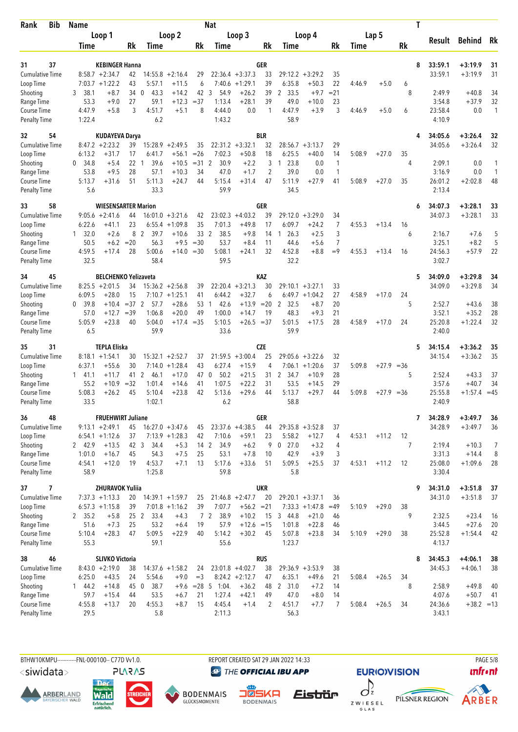| Rank | Bib | Name | | | Nat | | | | | | | | | | T | | | |
|---|---|---|---|---|---|---|---|---|---|---|---|---|---|---|---|---|---|---|
| | | Loop 1 | | | Loop 2 | | | Loop 3 | | | Loop 4 | | | Lap 5 | | | Result | Behind | Rk |
| | | Time | | Rk | Time | | Rk | Time | | Rk | Time | | Rk | Time | | Rk | | | |
| 31 | 37 | KEBINGER Hanna | | | | | | GER | | | | | | | | 8 | 33:59.1 | +3:19.9 | 31 |
| Cumulative Time | | 8:58.7 | +2:34.7 | 42 | 14:55.8 | +2:16.4 | 29 | 22:36.4 | +3:37.3 | 33 | 29:12.2 | +3:29.2 | 35 | | | | 33:59.1 | +3:19.9 | 31 |
| Loop Time | | 7:03.7 | +1:22.2 | 43 | 5:57.1 | +11.5 | 6 | 7:40.6 | +1:29.1 | 39 | 6:35.8 | +50.3 | 22 | 4:46.9 | +5.0 | 6 | | | |
| Shooting | | 3 38.1 | +8.7 | 34 | 0 43.3 | +14.2 | 42 | 3 54.9 | +26.2 | 39 | 2 33.5 | +9.7 | =21 | | | 8 | 2:49.9 | +40.8 | 34 |
| Range Time | | 53.3 | +9.0 | 27 | 59.1 | +12.3 | =37 | 1:13.4 | +28.1 | 39 | 49.0 | +10.0 | 23 | | | | 3:54.8 | +37.9 | 32 |
| Course Time | | 4:47.9 | +5.8 | 3 | 4:51.7 | +5.1 | 8 | 4:44.0 | 0.0 | 1 | 4:47.9 | +3.9 | 3 | 4:46.9 | +5.0 | 6 | 23:58.4 | 0.0 | 1 |
| Penalty Time | | 1:22.4 | | | 6.2 | | | 1:43.2 | | | 58.9 | | | | | | 4:10.9 | | |
| 32 | 54 | KUDAYEVA Darya | | | | | | BLR | | | | | | | | 4 | 34:05.6 | +3:26.4 | 32 |
| Cumulative Time | | 8:47.2 | +2:23.2 | 39 | 15:28.9 | +2:49.5 | 35 | 22:31.2 | +3:32.1 | 32 | 28:56.7 | +3:13.7 | 29 | | | | 34:05.6 | +3:26.4 | 32 |
| Loop Time | | 6:13.2 | +31.7 | 17 | 6:41.7 | +56.1 | =26 | 7:02.3 | +50.8 | 18 | 6:25.5 | +40.0 | 14 | 5:08.9 | +27.0 | 35 | | | |
| Shooting | | 0 34.8 | +5.4 | 22 | 1 39.6 | +10.5 | =31 | 2 30.9 | +2.2 | 3 | 1 23.8 | 0.0 | 1 | | | 4 | 2:09.1 | 0.0 | 1 |
| Range Time | | 53.8 | +9.5 | 28 | 57.1 | +10.3 | 34 | 47.0 | +1.7 | 2 | 39.0 | 0.0 | 1 | | | | 3:16.9 | 0.0 | 1 |
| Course Time | | 5:13.7 | +31.6 | 51 | 5:11.3 | +24.7 | 44 | 5:15.4 | +31.4 | 47 | 5:11.9 | +27.9 | 41 | 5:08.9 | +27.0 | 35 | 26:01.2 | +2:02.8 | 48 |
| Penalty Time | | 5.6 | | | 33.3 | | | 59.9 | | | 34.5 | | | | | | 2:13.4 | | |
| 33 | 58 | WIESENSARTER Marion | | | | | | GER | | | | | | | | 6 | 34:07.3 | +3:28.1 | 33 |
| Cumulative Time | | 9:05.6 | +2:41.6 | 44 | 16:01.0 | +3:21.6 | 42 | 23:02.3 | +4:03.2 | 39 | 29:12.0 | +3:29.0 | 34 | | | | 34:07.3 | +3:28.1 | 33 |
| Loop Time | | 6:22.6 | +41.1 | 23 | 6:55.4 | +1:09.8 | 35 | 7:01.3 | +49.8 | 17 | 6:09.7 | +24.2 | 7 | 4:55.3 | +13.4 | 16 | | | |
| Shooting | | 1 32.0 | +2.6 | 8 | 2 39.7 | +10.6 | 33 | 2 38.5 | +9.8 | 14 | 1 26.3 | +2.5 | 3 | | | 6 | 2:16.7 | +7.6 | 5 |
| Range Time | | 50.5 | +6.2 | =20 | 56.3 | +9.5 | =30 | 53.7 | +8.4 | 11 | 44.6 | +5.6 | 7 | | | | 3:25.1 | +8.2 | 5 |
| Course Time | | 4:59.5 | +17.4 | 28 | 5:00.6 | +14.0 | =30 | 5:08.1 | +24.1 | 32 | 4:52.8 | +8.8 | =9 | 4:55.3 | +13.4 | 16 | 24:56.3 | +57.9 | 22 |
| Penalty Time | | 32.5 | | | 58.4 | | | 59.5 | | | 32.2 | | | | | | 3:02.7 | | |
| 34 | 45 | BELCHENKO Yelizaveta | | | | | | KAZ | | | | | | | | 5 | 34:09.0 | +3:29.8 | 34 |
| Cumulative Time | | 8:25.5 | +2:01.5 | 34 | 15:36.2 | +2:56.8 | 39 | 22:20.4 | +3:21.3 | 30 | 29:10.1 | +3:27.1 | 33 | | | | 34:09.0 | +3:29.8 | 34 |
| Loop Time | | 6:09.5 | +28.0 | 15 | 7:10.7 | +1:25.1 | 41 | 6:44.2 | +32.7 | 6 | 6:49.7 | +1:04.2 | 27 | 4:58.9 | +17.0 | 24 | | | |
| Shooting | | 0 39.8 | +10.4 | =37 | 2 57.7 | +28.6 | 53 | 1 42.6 | +13.9 | =20 | 2 32.5 | +8.7 | 20 | | | 5 | 2:52.7 | +43.6 | 38 |
| Range Time | | 57.0 | +12.7 | =39 | 1:06.8 | +20.0 | 49 | 1:00.0 | +14.7 | 19 | 48.3 | +9.3 | 21 | | | | 3:52.1 | +35.2 | 28 |
| Course Time | | 5:05.9 | +23.8 | 40 | 5:04.0 | +17.4 | =35 | 5:10.5 | +26.5 | =37 | 5:01.5 | +17.5 | 28 | 4:58.9 | +17.0 | 24 | 25:20.8 | +1:22.4 | 32 |
| Penalty Time | | 6.5 | | | 59.9 | | | 33.6 | | | 59.9 | | | | | | 2:40.0 | | |
| 35 | 31 | TEPLA Eliska | | | | | | CZE | | | | | | | | 5 | 34:15.4 | +3:36.2 | 35 |
| Cumulative Time | | 8:18.1 | +1:54.1 | 30 | 15:32.1 | +2:52.7 | 37 | 21:59.5 | +3:00.4 | 25 | 29:05.6 | +3:22.6 | 32 | | | | 34:15.4 | +3:36.2 | 35 |
| Loop Time | | 6:37.1 | +55.6 | 30 | 7:14.0 | +1:28.4 | 43 | 6:27.4 | +15.9 | 4 | 7:06.1 | +1:20.6 | 37 | 5:09.8 | +27.9 | =36 | | | |
| Shooting | | 1 41.1 | +11.7 | 41 | 2 46.1 | +17.0 | 47 | 0 50.2 | +21.5 | 31 | 2 34.7 | +10.9 | 28 | | | 5 | 2:52.4 | +43.3 | 37 |
| Range Time | | 55.2 | +10.9 | =32 | 1:01.4 | +14.6 | 41 | 1:07.5 | +22.2 | 31 | 53.5 | +14.5 | 29 | | | | 3:57.6 | +40.7 | 34 |
| Course Time | | 5:08.3 | +26.2 | 45 | 5:10.4 | +23.8 | 42 | 5:13.6 | +29.6 | 44 | 5:13.7 | +29.7 | 44 | 5:09.8 | +27.9 | =36 | 25:55.8 | +1:57.4 | =45 |
| Penalty Time | | 33.5 | | | 1:02.1 | | | 6.2 | | | 58.8 | | | | | | 2:40.9 | | |
| 36 | 48 | FRUEHWIRT Juliane | | | | | | GER | | | | | | | | 7 | 34:28.9 | +3:49.7 | 36 |
| Cumulative Time | | 9:13.1 | +2:49.1 | 45 | 16:27.0 | +3:47.6 | 45 | 23:37.6 | +4:38.5 | 44 | 29:35.8 | +3:52.8 | 37 | | | | 34:28.9 | +3:49.7 | 36 |
| Loop Time | | 6:54.1 | +1:12.6 | 37 | 7:13.9 | +1:28.3 | 42 | 7:10.6 | +59.1 | 23 | 5:58.2 | +12.7 | 4 | 4:53.1 | +11.2 | 12 | | | |
| Shooting | | 2 42.9 | +13.5 | 42 | 3 34.4 | +5.3 | 14 | 2 34.9 | +6.2 | 9 | 0 27.0 | +3.2 | 4 | | | 7 | 2:19.4 | +10.3 | 7 |
| Range Time | | 1:01.0 | +16.7 | 45 | 54.3 | +7.5 | 25 | 53.1 | +7.8 | 10 | 42.9 | +3.9 | 3 | | | | 3:31.3 | +14.4 | 8 |
| Course Time | | 4:54.1 | +12.0 | 19 | 4:53.7 | +7.1 | 13 | 5:17.6 | +33.6 | 51 | 5:09.5 | +25.5 | 37 | 4:53.1 | +11.2 | 12 | 25:08.0 | +1:09.6 | 28 |
| Penalty Time | | 58.9 | | | 1:25.8 | | | 59.8 | | | 5.8 | | | | | | 3:30.4 | | |
| 37 | 7 | ZHURAVOK Yuliia | | | | | | UKR | | | | | | | | 9 | 34:31.0 | +3:51.8 | 37 |
| Cumulative Time | | 7:37.3 | +1:13.3 | 20 | 14:39.1 | +1:59.7 | 25 | 21:46.8 | +2:47.7 | 20 | 29:20.1 | +3:37.1 | 36 | | | | 34:31.0 | +3:51.8 | 37 |
| Loop Time | | 6:57.3 | +1:15.8 | 39 | 7:01.8 | +1:16.2 | 39 | 7:07.7 | +56.2 | =21 | 7:33.3 | +1:47.8 | =49 | 5:10.9 | +29.0 | 38 | | | |
| Shooting | | 2 35.2 | +5.8 | 25 | 2 33.4 | +4.3 | 7 | 2 38.9 | +10.2 | 15 | 3 44.8 | +21.0 | 46 | | | 9 | 2:32.5 | +23.4 | 16 |
| Range Time | | 51.6 | +7.3 | 25 | 53.2 | +6.4 | 19 | 57.9 | +12.6 | =15 | 1:01.8 | +22.8 | 46 | | | | 3:44.5 | +27.6 | 20 |
| Course Time | | 5:10.4 | +28.3 | 47 | 5:09.5 | +22.9 | 40 | 5:14.2 | +30.2 | 45 | 5:07.8 | +23.8 | 34 | 5:10.9 | +29.0 | 38 | 25:52.8 | +1:54.4 | 42 |
| Penalty Time | | 55.3 | | | 59.1 | | | 55.6 | | | 1:23.7 | | | | | | 4:13.7 | | |
| 38 | 46 | SLIVKO Victoria | | | | | | RUS | | | | | | | | 8 | 34:45.3 | +4:06.1 | 38 |
| Cumulative Time | | 8:43.0 | +2:19.0 | 38 | 14:37.6 | +1:58.2 | 24 | 23:01.8 | +4:02.7 | 38 | 29:36.9 | +3:53.9 | 38 | | | | 34:45.3 | +4:06.1 | 38 |
| Loop Time | | 6:25.0 | +43.5 | 24 | 5:54.6 | +9.0 | =3 | 8:24.2 | +2:12.7 | 47 | 6:35.1 | +49.6 | 21 | 5:08.4 | +26.5 | 34 | | | |
| Shooting | | 1 44.2 | +14.8 | 45 | 0 38.7 | +9.6 | =28 | 5 1:04. | +36.2 | 48 | 2 31.0 | +7.2 | 14 | | | 8 | 2:58.9 | +49.8 | 40 |
| Range Time | | 59.7 | +15.4 | 44 | 53.5 | +6.7 | 21 | 1:27.4 | +42.1 | 49 | 47.0 | +8.0 | 14 | | | | 4:07.6 | +50.7 | 41 |
| Course Time | | 4:55.8 | +13.7 | 20 | 4:55.3 | +8.7 | 15 | 4:45.4 | +1.4 | 2 | 4:51.7 | +7.7 | 7 | 5:08.4 | +26.5 | 34 | 24:36.6 | +38.2 | =13 |
| Penalty Time | | 29.5 | | | 5.8 | | | 2:11.3 | | | 56.3 | | | | | | 3:43.1 | | |

BTHW10KMPU-----------FNL-000100-- C77D Vv1.0. REPORT CREATED SAT 29 JAN 2022 14:33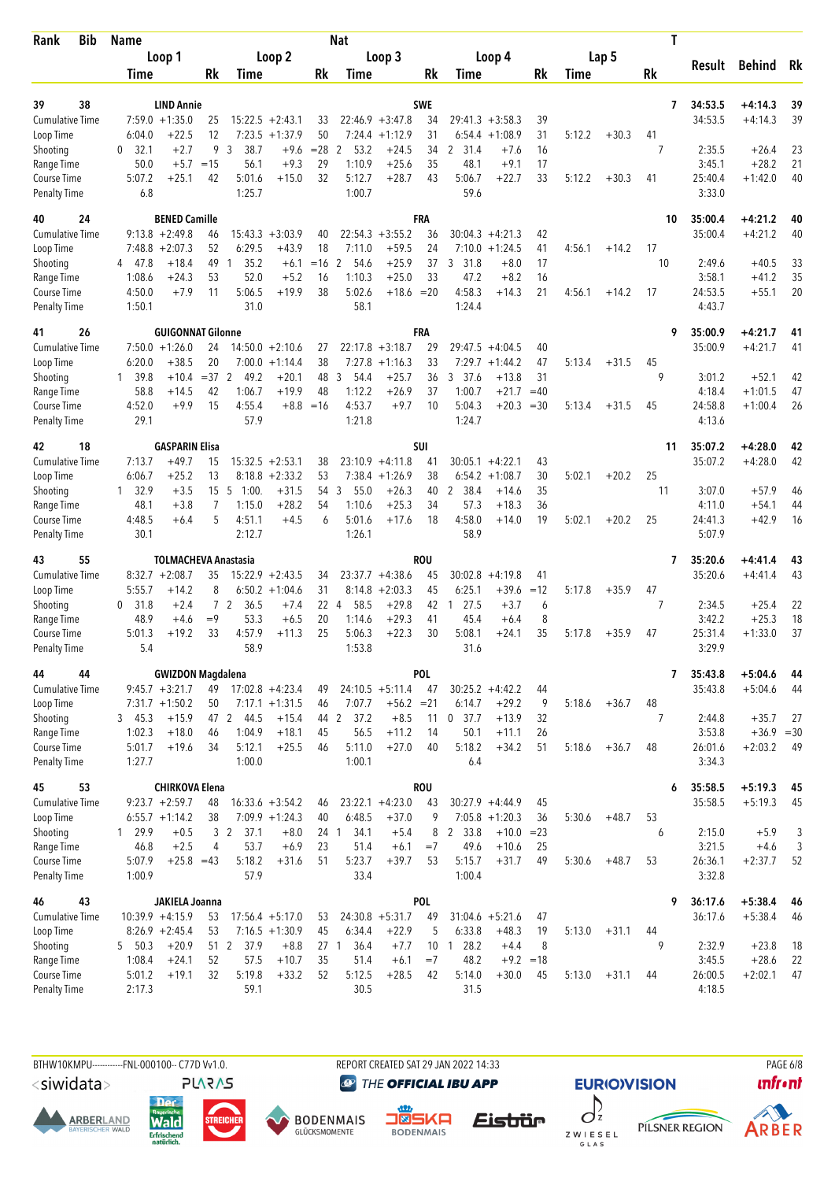| Rank | Bib | Name | | | Nat | | | | | | | | | | | | T | Result | Behind | Rk |
|---|---|---|---|---|---|---|---|---|---|---|---|---|---|---|---|---|---|---|---|---|
| | | Loop 1 | | | Loop 2 | | | Loop 3 | | | Loop 4 | | | Lap 5 | | | | | | |
| | | Time | | Rk | Time | | Rk | Time | | Rk | Time | | Rk | Time | | Rk | | | | |
| 39 | 38 | LIND Annie | | | | | | SWE | | | | | | | | | 7 | 34:53.5 | +4:14.3 | 39 |
| Cumulative Time | | 7:59.0 | +1:35.0 | 25 | 15:22.5 | +2:43.1 | 33 | 22:46.9 | +3:47.8 | 34 | 29:41.3 | +3:58.3 | 39 | | | | | 34:53.5 | +4:14.3 | 39 |
| Loop Time | | 6:04.0 | +22.5 | 12 | 7:23.5 | +1:37.9 | 50 | 7:24.4 | +1:12.9 | 31 | 6:54.4 | +1:08.9 | 31 | 5:12.2 | +30.3 | 41 | | | | |
| Shooting | | 0 32.1 | +2.7 | 9 | 3 38.7 | +9.6 | =28 | 2 53.2 | +24.5 | 34 | 2 31.4 | +7.6 | 16 | | | | 7 | 2:35.5 | +26.4 | 23 |
| Range Time | | 50.0 | +5.7 | =15 | 56.1 | +9.3 | 29 | 1:10.9 | +25.6 | 35 | 48.1 | +9.1 | 17 | | | | | 3:45.1 | +28.2 | 21 |
| Course Time | | 5:07.2 | +25.1 | 42 | 5:01.6 | +15.0 | 32 | 5:12.7 | +28.7 | 43 | 5:06.7 | +22.7 | 33 | 5:12.2 | +30.3 | 41 | | 25:40.4 | +1:42.0 | 40 |
| Penalty Time | | 6.8 | | | 1:25.7 | | | 1:00.7 | | | 59.6 | | | | | | | 3:33.0 | | |
| 40 | 24 | BENED Camille | | | | | | FRA | | | | | | | | | 10 | 35:00.4 | +4:21.2 | 40 |
| Cumulative Time | | 9:13.8 | +2:49.8 | 46 | 15:43.3 | +3:03.9 | 40 | 22:54.3 | +3:55.2 | 36 | 30:04.3 | +4:21.3 | 42 | | | | | 35:00.4 | +4:21.2 | 40 |
| Loop Time | | 7:48.8 | +2:07.3 | 52 | 6:29.5 | +43.9 | 18 | 7:11.0 | +59.5 | 24 | 7:10.0 | +1:24.5 | 41 | 4:56.1 | +14.2 | 17 | | | | |
| Shooting | | 4 47.8 | +18.4 | 49 | 1 35.2 | +6.1 | =16 | 2 54.6 | +25.9 | 37 | 3 31.8 | +8.0 | 17 | | | | 10 | 2:49.6 | +40.5 | 33 |
| Range Time | | 1:08.6 | +24.3 | 53 | 52.0 | +5.2 | 16 | 1:10.3 | +25.0 | 33 | 47.2 | +8.2 | 16 | | | | | 3:58.1 | +41.2 | 35 |
| Course Time | | 4:50.0 | +7.9 | 11 | 5:06.5 | +19.9 | 38 | 5:02.6 | +18.6 | =20 | 4:58.3 | +14.3 | 21 | 4:56.1 | +14.2 | 17 | | 24:53.5 | +55.1 | 20 |
| Penalty Time | | 1:50.1 | | | 31.0 | | | 58.1 | | | 1:24.4 | | | | | | | 4:43.7 | | |
| 41 | 26 | GUIGONNAT Gilonne | | | | | | FRA | | | | | | | | | 9 | 35:00.9 | +4:21.7 | 41 |
| Cumulative Time | | 7:50.0 | +1:26.0 | 24 | 14:50.0 | +2:10.6 | 27 | 22:17.8 | +3:18.7 | 29 | 29:47.5 | +4:04.5 | 40 | | | | | 35:00.9 | +4:21.7 | 41 |
| Loop Time | | 6:20.0 | +38.5 | 20 | 7:00.0 | +1:14.4 | 38 | 7:27.8 | +1:16.3 | 33 | 7:29.7 | +1:44.2 | 47 | 5:13.4 | +31.5 | 45 | | | | |
| Shooting | | 1 39.8 | +10.4 | =37 | 2 49.2 | +20.1 | 48 | 3 54.4 | +25.7 | 36 | 3 37.6 | +13.8 | 31 | | | | 9 | 3:01.2 | +52.1 | 42 |
| Range Time | | 58.8 | +14.5 | 42 | 1:06.7 | +19.9 | 48 | 1:12.2 | +26.9 | 37 | 1:00.7 | +21.7 | =40 | | | | | 4:18.4 | +1:01.5 | 47 |
| Course Time | | 4:52.0 | +9.9 | 15 | 4:55.4 | +8.8 | =16 | 4:53.7 | +9.7 | 10 | 5:04.3 | +20.3 | =30 | 5:13.4 | +31.5 | 45 | | 24:58.8 | +1:00.4 | 26 |
| Penalty Time | | 29.1 | | | 57.9 | | | 1:21.8 | | | 1:24.7 | | | | | | | 4:13.6 | | |
| 42 | 18 | GASPARIN Elisa | | | | | | SUI | | | | | | | | | 11 | 35:07.2 | +4:28.0 | 42 |
| Cumulative Time | | 7:13.7 | +49.7 | 15 | 15:32.5 | +2:53.1 | 38 | 23:10.9 | +4:11.8 | 41 | 30:05.1 | +4:22.1 | 43 | | | | | 35:07.2 | +4:28.0 | 42 |
| Loop Time | | 6:06.7 | +25.2 | 13 | 8:18.8 | +2:33.2 | 53 | 7:38.4 | +1:26.9 | 38 | 6:54.2 | +1:08.7 | 30 | 5:02.1 | +20.2 | 25 | | | | |
| Shooting | | 1 32.9 | +3.5 | 15 | 5 1:00. | +31.5 | 54 | 3 55.0 | +26.3 | 40 | 2 38.4 | +14.6 | 35 | | | | 11 | 3:07.0 | +57.9 | 46 |
| Range Time | | 48.1 | +3.8 | 7 | 1:15.0 | +28.2 | 54 | 1:10.6 | +25.3 | 34 | 57.3 | +18.3 | 36 | | | | | 4:11.0 | +54.1 | 44 |
| Course Time | | 4:48.5 | +6.4 | 5 | 4:51.1 | +4.5 | 6 | 5:01.6 | +17.6 | 18 | 4:58.0 | +14.0 | 19 | 5:02.1 | +20.2 | 25 | | 24:41.3 | +42.9 | 16 |
| Penalty Time | | 30.1 | | | 2:12.7 | | | 1:26.1 | | | 58.9 | | | | | | | 5:07.9 | | |
| 43 | 55 | TOLMACHEVA Anastasia | | | | | | ROU | | | | | | | | | 7 | 35:20.6 | +4:41.4 | 43 |
| Cumulative Time | | 8:32.7 | +2:08.7 | 35 | 15:22.9 | +2:43.5 | 34 | 23:37.7 | +4:38.6 | 45 | 30:02.8 | +4:19.8 | 41 | | | | | 35:20.6 | +4:41.4 | 43 |
| Loop Time | | 5:55.7 | +14.2 | 8 | 6:50.2 | +1:04.6 | 31 | 8:14.8 | +2:03.3 | 45 | 6:25.1 | +39.6 | =12 | 5:17.8 | +35.9 | 47 | | | | |
| Shooting | | 0 31.8 | +2.4 | 7 | 2 36.5 | +7.4 | 22 | 4 58.5 | +29.8 | 42 | 1 27.5 | +3.7 | 6 | | | | 7 | 2:34.5 | +25.4 | 22 |
| Range Time | | 48.9 | +4.6 | =9 | 53.3 | +6.5 | 20 | 1:14.6 | +29.3 | 41 | 45.4 | +6.4 | 8 | | | | | 3:42.2 | +25.3 | 18 |
| Course Time | | 5:01.3 | +19.2 | 33 | 4:57.9 | +11.3 | 25 | 5:06.3 | +22.3 | 30 | 5:08.1 | +24.1 | 35 | 5:17.8 | +35.9 | 47 | | 25:31.4 | +1:33.0 | 37 |
| Penalty Time | | 5.4 | | | 58.9 | | | 1:53.8 | | | 31.6 | | | | | | | 3:29.9 | | |
| 44 | 44 | GWIZDON Magdalena | | | | | | POL | | | | | | | | | 7 | 35:43.8 | +5:04.6 | 44 |
| Cumulative Time | | 9:45.7 | +3:21.7 | 49 | 17:02.8 | +4:23.4 | 49 | 24:10.5 | +5:11.4 | 47 | 30:25.2 | +4:42.2 | 44 | | | | | 35:43.8 | +5:04.6 | 44 |
| Loop Time | | 7:31.7 | +1:50.2 | 50 | 7:17.1 | +1:31.5 | 46 | 7:07.7 | +56.2 | =21 | 6:14.7 | +29.2 | 9 | 5:18.6 | +36.7 | 48 | | | | |
| Shooting | | 3 45.3 | +15.9 | 47 | 2 44.5 | +15.4 | 44 | 2 37.2 | +8.5 | 11 | 0 37.7 | +13.9 | 32 | | | | 7 | 2:44.8 | +35.7 | 27 |
| Range Time | | 1:02.3 | +18.0 | 46 | 1:04.9 | +18.1 | 45 | 56.5 | +11.2 | 14 | 50.1 | +11.1 | 26 | | | | | 3:53.8 | +36.9 | =30 |
| Course Time | | 5:01.7 | +19.6 | 34 | 5:12.1 | +25.5 | 46 | 5:11.0 | +27.0 | 40 | 5:18.2 | +34.2 | 51 | 5:18.6 | +36.7 | 48 | | 26:01.6 | +2:03.2 | 49 |
| Penalty Time | | 1:27.7 | | | 1:00.0 | | | 1:00.1 | | | 6.4 | | | | | | | 3:34.3 | | |
| 45 | 53 | CHIRKOVA Elena | | | | | | ROU | | | | | | | | | 6 | 35:58.5 | +5:19.3 | 45 |
| Cumulative Time | | 9:23.7 | +2:59.7 | 48 | 16:33.6 | +3:54.2 | 46 | 23:22.1 | +4:23.0 | 43 | 30:27.9 | +4:44.9 | 45 | | | | | 35:58.5 | +5:19.3 | 45 |
| Loop Time | | 6:55.7 | +1:14.2 | 38 | 7:09.9 | +1:24.3 | 40 | 6:48.5 | +37.0 | 9 | 7:05.8 | +1:20.3 | 36 | 5:30.6 | +48.7 | 53 | | | | |
| Shooting | | 1 29.9 | +0.5 | 3 | 2 37.1 | +8.0 | 24 | 1 34.1 | +5.4 | 8 | 2 33.8 | +10.0 | =23 | | | | 6 | 2:15.0 | +5.9 | 3 |
| Range Time | | 46.8 | +2.5 | 4 | 53.7 | +6.9 | 23 | 51.4 | +6.1 | =7 | 49.6 | +10.6 | 25 | | | | | 3:21.5 | +4.6 | 3 |
| Course Time | | 5:07.9 | +25.8 | =43 | 5:18.2 | +31.6 | 51 | 5:23.7 | +39.7 | 53 | 5:15.7 | +31.7 | 49 | 5:30.6 | +48.7 | 53 | | 26:36.1 | +2:37.7 | 52 |
| Penalty Time | | 1:00.9 | | | 57.9 | | | 33.4 | | | 1:00.4 | | | | | | | 3:32.8 | | |
| 46 | 43 | JAKIELA Joanna | | | | | | POL | | | | | | | | | 9 | 36:17.6 | +5:38.4 | 46 |
| Cumulative Time | | 10:39.9 | +4:15.9 | 53 | 17:56.4 | +5:17.0 | 53 | 24:30.8 | +5:31.7 | 49 | 31:04.6 | +5:21.6 | 47 | | | | | 36:17.6 | +5:38.4 | 46 |
| Loop Time | | 8:26.9 | +2:45.4 | 53 | 7:16.5 | +1:30.9 | 45 | 6:34.4 | +22.9 | 5 | 6:33.8 | +48.3 | 19 | 5:13.0 | +31.1 | 44 | | | | |
| Shooting | | 5 50.3 | +20.9 | 51 | 2 37.9 | +8.8 | 27 | 1 36.4 | +7.7 | 10 | 1 28.2 | +4.4 | 8 | | | | 9 | 2:32.9 | +23.8 | 18 |
| Range Time | | 1:08.4 | +24.1 | 52 | 57.5 | +10.7 | 35 | 51.4 | +6.1 | =7 | 48.2 | +9.2 | =18 | | | | | 3:45.5 | +28.6 | 22 |
| Course Time | | 5:01.2 | +19.1 | 32 | 5:19.8 | +33.2 | 52 | 5:12.5 | +28.5 | 42 | 5:14.0 | +30.0 | 45 | 5:13.0 | +31.1 | 44 | | 26:00.5 | +2:02.1 | 47 |
| Penalty Time | | 2:17.3 | | | 59.1 | | | 30.5 | | | 31.5 | | | | | | | 4:18.5 | | |

BTHW10KMPU-----------FNL-000100-- C77D Vv1.0. REPORT CREATED SAT 29 JAN 2022 14:33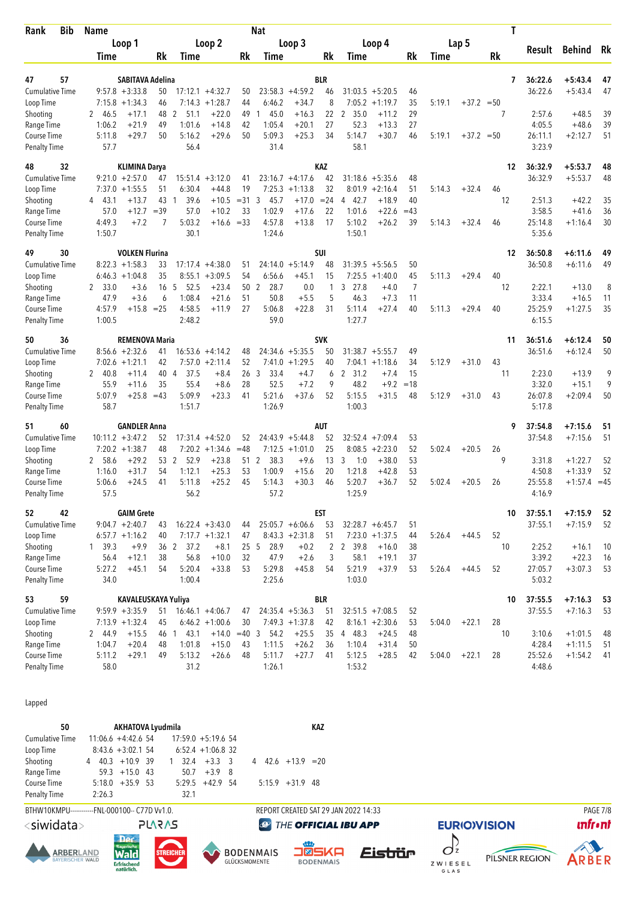| Rank | Bib | Name | | | | | Nat | | | | | | | | | T | Result | Behind | Rk |
|---|---|---|---|---|---|---|---|---|---|---|---|---|---|---|---|---|---|---|---|
| | | Loop 1 | | | Loop 2 | | | Loop 3 | | | Loop 4 | | | Lap 5 | | | | | |
| | | Time | | Rk | Time | | Rk | Time | | Rk | Time | | Rk | Time | | Rk | | | |
| 47 | 57 | SABITAVA Adelina | | | | | BLR | | | | | | | | | 7 | 36:22.6 | +5:43.4 | 47 |
| Cumulative Time | | 9:57.8 | +3:33.8 | 50 | 17:12.1 | +4:32.7 | 50 | 23:58.3 | +4:59.2 | 46 | 31:03.5 | +5:20.5 | 46 | | | | 36:22.6 | +5:43.4 | 47 |
| Loop Time | | 7:15.8 | +1:34.3 | 46 | 7:14.3 | +1:28.7 | 44 | 6:46.2 | +34.7 | 8 | 7:05.2 | +1:19.7 | 35 | 5:19.1 | +37.2 | =50 | | | |
| Shooting | | 2 46.5 | +17.1 | 48 | 2 51.1 | +22.0 | 49 | 1 45.0 | +16.3 | 22 | 2 35.0 | +11.2 | 29 | | | 7 | 2:57.6 | +48.5 | 39 |
| Range Time | | 1:06.2 | +21.9 | 49 | 1:01.6 | +14.8 | 42 | 1:05.4 | +20.1 | 27 | 52.3 | +13.3 | 27 | | | | 4:05.5 | +48.6 | 39 |
| Course Time | | 5:11.8 | +29.7 | 50 | 5:16.2 | +29.6 | 50 | 5:09.3 | +25.3 | 34 | 5:14.7 | +30.7 | 46 | 5:19.1 | +37.2 | =50 | 26:11.1 | +2:12.7 | 51 |
| Penalty Time | | 57.7 | | | 56.4 | | | 31.4 | | | 58.1 | | | | | | 3:23.9 | | |
| 48 | 32 | KLIMINA Darya | | | | | KAZ | | | | | | | | | 12 | 36:32.9 | +5:53.7 | 48 |
| Cumulative Time | | 9:21.0 | +2:57.0 | 47 | 15:51.4 | +3:12.0 | 41 | 23:16.7 | +4:17.6 | 42 | 31:18.6 | +5:35.6 | 48 | | | | 36:32.9 | +5:53.7 | 48 |
| Loop Time | | 7:37.0 | +1:55.5 | 51 | 6:30.4 | +44.8 | 19 | 7:25.3 | +1:13.8 | 32 | 8:01.9 | +2:16.4 | 51 | 5:14.3 | +32.4 | 46 | | | |
| Shooting | | 4 43.1 | +13.7 | 43 | 1 39.6 | +10.5 | =31 | 3 45.7 | +17.0 | =24 | 4 42.7 | +18.9 | 40 | | | 12 | 2:51.3 | +42.2 | 35 |
| Range Time | | 57.0 | +12.7 | =39 | 57.0 | +10.2 | 33 | 1:02.9 | +17.6 | 22 | 1:01.6 | +22.6 | =43 | | | | 3:58.5 | +41.6 | 36 |
| Course Time | | 4:49.3 | +7.2 | 7 | 5:03.2 | +16.6 | =33 | 4:57.8 | +13.8 | 17 | 5:10.2 | +26.2 | 39 | 5:14.3 | +32.4 | 46 | 25:14.8 | +1:16.4 | 30 |
| Penalty Time | | 1:50.7 | | | 30.1 | | | 1:24.6 | | | 1:50.1 | | | | | | 5:35.6 | | |
| 49 | 30 | VOLKEN Flurina | | | | | SUI | | | | | | | | | 12 | 36:50.8 | +6:11.6 | 49 |
| Cumulative Time | | 8:22.3 | +1:58.3 | 33 | 17:17.4 | +4:38.0 | 51 | 24:14.0 | +5:14.9 | 48 | 31:39.5 | +5:56.5 | 50 | | | | 36:50.8 | +6:11.6 | 49 |
| Loop Time | | 6:46.3 | +1:04.8 | 35 | 8:55.1 | +3:09.5 | 54 | 6:56.6 | +45.1 | 15 | 7:25.5 | +1:40.0 | 45 | 5:11.3 | +29.4 | 40 | | | |
| Shooting | | 2 33.0 | +3.6 | 16 | 5 52.5 | +23.4 | 50 | 2 28.7 | 0.0 | 1 | 3 27.8 | +4.0 | 7 | | | 12 | 2:22.1 | +13.0 | 8 |
| Range Time | | 47.9 | +3.6 | 6 | 1:08.4 | +21.6 | 51 | 50.8 | +5.5 | 5 | 46.3 | +7.3 | 11 | | | | 3:33.4 | +16.5 | 11 |
| Course Time | | 4:57.9 | +15.8 | =25 | 4:58.5 | +11.9 | 27 | 5:06.8 | +22.8 | 31 | 5:11.4 | +27.4 | 40 | 5:11.3 | +29.4 | 40 | 25:25.9 | +1:27.5 | 35 |
| Penalty Time | | 1:00.5 | | | 2:48.2 | | | 59.0 | | | 1:27.7 | | | | | | 6:15.5 | | |
| 50 | 36 | REMENOVA Maria | | | | | SVK | | | | | | | | | 11 | 36:51.6 | +6:12.4 | 50 |
| Cumulative Time | | 8:56.6 | +2:32.6 | 41 | 16:53.6 | +4:14.2 | 48 | 24:34.6 | +5:35.5 | 50 | 31:38.7 | +5:55.7 | 49 | | | | 36:51.6 | +6:12.4 | 50 |
| Loop Time | | 7:02.6 | +1:21.1 | 42 | 7:57.0 | +2:11.4 | 52 | 7:41.0 | +1:29.5 | 40 | 7:04.1 | +1:18.6 | 34 | 5:12.9 | +31.0 | 43 | | | |
| Shooting | | 2 40.8 | +11.4 | 40 | 4 37.5 | +8.4 | 26 | 3 33.4 | +4.7 | 6 | 2 31.2 | +7.4 | 15 | | | 11 | 2:23.0 | +13.9 | 9 |
| Range Time | | 55.9 | +11.6 | 35 | 55.4 | +8.6 | 28 | 52.5 | +7.2 | 9 | 48.2 | +9.2 | =18 | | | | 3:32.0 | +15.1 | 9 |
| Course Time | | 5:07.9 | +25.8 | =43 | 5:09.9 | +23.3 | 41 | 5:21.6 | +37.6 | 52 | 5:15.5 | +31.5 | 48 | 5:12.9 | +31.0 | 43 | 26:07.8 | +2:09.4 | 50 |
| Penalty Time | | 58.7 | | | 1:51.7 | | | 1:26.9 | | | 1:00.3 | | | | | | 5:17.8 | | |
| 51 | 60 | GANDLER Anna | | | | | AUT | | | | | | | | | 9 | 37:54.8 | +7:15.6 | 51 |
| Cumulative Time | | 10:11.2 | +3:47.2 | 52 | 17:31.4 | +4:52.0 | 52 | 24:43.9 | +5:44.8 | 52 | 32:52.4 | +7:09.4 | 53 | | | | 37:54.8 | +7:15.6 | 51 |
| Loop Time | | 7:20.2 | +1:38.7 | 48 | 7:20.2 | +1:34.6 | =48 | 7:12.5 | +1:01.0 | 25 | 8:08.5 | +2:23.0 | 52 | 5:02.4 | +20.5 | 26 | | | |
| Shooting | | 2 58.6 | +29.2 | 53 | 2 52.9 | +23.8 | 51 | 2 38.3 | +9.6 | 13 | 3 1:0 | +38.0 | 53 | | | 9 | 3:31.8 | +1:22.7 | 52 |
| Range Time | | 1:16.0 | +31.7 | 54 | 1:12.1 | +25.3 | 53 | 1:00.9 | +15.6 | 20 | 1:21.8 | +42.8 | 53 | | | | 4:50.8 | +1:33.9 | 52 |
| Course Time | | 5:06.6 | +24.5 | 41 | 5:11.8 | +25.2 | 45 | 5:14.3 | +30.3 | 46 | 5:20.7 | +36.7 | 52 | 5:02.4 | +20.5 | 26 | 25:55.8 | +1:57.4 | =45 |
| Penalty Time | | 57.5 | | | 56.2 | | | 57.2 | | | 1:25.9 | | | | | | 4:16.9 | | |
| 52 | 42 | GAIM Grete | | | | | EST | | | | | | | | | 10 | 37:55.1 | +7:15.9 | 52 |
| Cumulative Time | | 9:04.7 | +2:40.7 | 43 | 16:22.4 | +3:43.0 | 44 | 25:05.7 | +6:06.6 | 53 | 32:28.7 | +6:45.7 | 51 | | | | 37:55.1 | +7:15.9 | 52 |
| Loop Time | | 6:57.7 | +1:16.2 | 40 | 7:17.7 | +1:32.1 | 47 | 8:43.3 | +2:31.8 | 51 | 7:23.0 | +1:37.5 | 44 | 5:26.4 | +44.5 | 52 | | | |
| Shooting | | 1 39.3 | +9.9 | 36 | 2 37.2 | +8.1 | 25 | 5 28.9 | +0.2 | 2 | 2 39.8 | +16.0 | 38 | | | 10 | 2:25.2 | +16.1 | 10 |
| Range Time | | 56.4 | +12.1 | 38 | 56.8 | +10.0 | 32 | 47.9 | +2.6 | 3 | 58.1 | +19.1 | 37 | | | | 3:39.2 | +22.3 | 16 |
| Course Time | | 5:27.2 | +45.1 | 54 | 5:20.4 | +33.8 | 53 | 5:29.8 | +45.8 | 54 | 5:21.9 | +37.9 | 53 | 5:26.4 | +44.5 | 52 | 27:05.7 | +3:07.3 | 53 |
| Penalty Time | | 34.0 | | | 1:00.4 | | | 2:25.6 | | | 1:03.0 | | | | | | 5:03.2 | | |
| 53 | 59 | KAVALEUSKAYA Yuliya | | | | | BLR | | | | | | | | | 10 | 37:55.5 | +7:16.3 | 53 |
| Cumulative Time | | 9:59.9 | +3:35.9 | 51 | 16:46.1 | +4:06.7 | 47 | 24:35.4 | +5:36.3 | 51 | 32:51.5 | +7:08.5 | 52 | | | | 37:55.5 | +7:16.3 | 53 |
| Loop Time | | 7:13.9 | +1:32.4 | 45 | 6:46.2 | +1:00.6 | 30 | 7:49.3 | +1:37.8 | 42 | 8:16.1 | +2:30.6 | 53 | 5:04.0 | +22.1 | 28 | | | |
| Shooting | | 2 44.9 | +15.5 | 46 | 1 43.1 | +14.0 | =40 | 3 54.2 | +25.5 | 35 | 4 48.3 | +24.5 | 48 | | | 10 | 3:10.6 | +1:01.5 | 48 |
| Range Time | | 1:04.7 | +20.4 | 48 | 1:01.8 | +15.0 | 43 | 1:11.5 | +26.2 | 36 | 1:10.4 | +31.4 | 50 | | | | 4:28.4 | +1:11.5 | 51 |
| Course Time | | 5:11.2 | +29.1 | 49 | 5:13.2 | +26.6 | 48 | 5:11.7 | +27.7 | 41 | 5:12.5 | +28.5 | 42 | 5:04.0 | +22.1 | 28 | 25:52.6 | +1:54.2 | 41 |
| Penalty Time | | 58.0 | | | 31.2 | | | 1:26.1 | | | 1:53.2 | | | | | | 4:48.6 | | |

Lapped

| | Bib | Name | | | | | Nat | | | |
|---|---|---|---|---|---|---|---|---|---|---|
| | 50 | AKHATOVA Lyudmila | | | | | KAZ | | | |
| Cumulative Time | | 11:06.6 | +4:42.6 | 54 | 17:59.0 | +5:19.6 | 54 | | | |
| Loop Time | | 8:43.6 | +3:02.1 | 54 | 6:52.4 | +1:06.8 | 32 | | | |
| Shooting | | 4 40.3 | +10.9 | 39 | 1 32.4 | +3.3 | 3 | 4 42.6 | +13.9 | =20 |
| Range Time | | 59.3 | +15.0 | 43 | 50.7 | +3.9 | 8 | | | |
| Course Time | | 5:18.0 | +35.9 | 53 | 5:29.5 | +42.9 | 54 | 5:15.9 | +31.9 | 48 |
| Penalty Time | | 2:26.3 | | | 32.1 | | | | | |

BTHW10KMPU-----------FNL-000100-- C77D Vv1.0. REPORT CREATED SAT 29 JAN 2022 14:33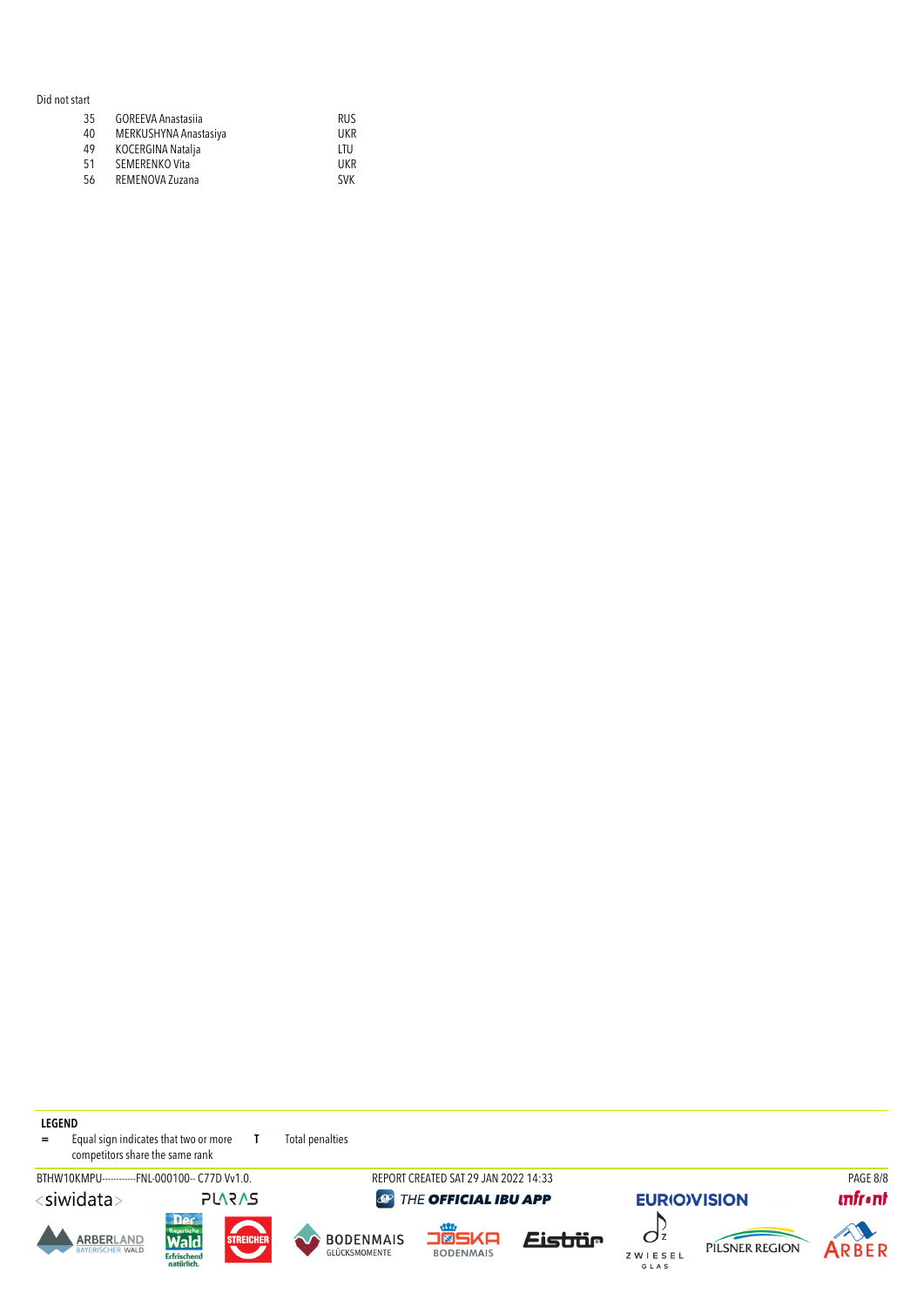Did not start

| | | |
|---|---|---|
| 35 | GOREEVA Anastasiia | RUS |
| 40 | MERKUSHYNA Anastasiya | UKR |
| 49 | KOCERGINA Natalja | LTU |
| 51 | SEMERENKO Vita | UKR |
| 56 | REMENOVA Zuzana | SVK |

**LEGEND**

| | | | |
|---|---|---|---|
| = | Equal sign indicates that two or more competitors share the same rank | T | Total penalties |

BTHW10KMPU-----------FNL-000100-- C77D Vv1.0. REPORT CREATED SAT 29 JAN 2022 14:33